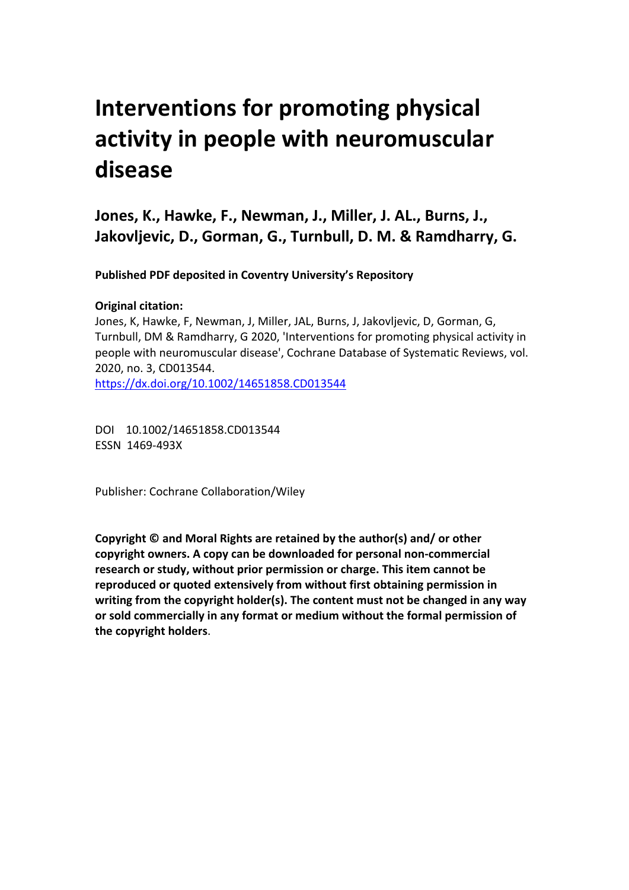# Interventions for promoting physical activity in people with neuromuscular disease

**Jones, K., Hawke, F., Newman, J., Miller, J. AL., Burns, J., Jakovljevic, D., Gorman, G., Turnbull, D. M. & Ramdharry, G.**

**Published PDF deposited in Coventry University's Repository**

**Original citation:**

Jones, K, Hawke, F, Newman, J, Miller, JAL, Burns, J, Jakovljevic, D, Gorman, G, Turnbull, DM & Ramdharry, G 2020, 'Interventions for promoting physical activity in people with neuromuscular disease', Cochrane Database of Systematic Reviews, vol. 2020, no. 3, CD013544.

https://dx.doi.org/10.1002/14651858.CD013544

DOI 10.1002/14651858.CD013544

ESSN 1469-493X

Publisher: Cochrane Collaboration/Wiley

**Copyright © and Moral Rights are retained by the author(s) and/ or other copyright owners. A copy can be downloaded for personal non-commercial research or study, without prior permission or charge. This item cannot be reproduced or quoted extensively from without first obtaining permission in writing from the copyright holder(s). The content must not be changed in any way or sold commercially in any format or medium without the formal permission of the copyright holders**.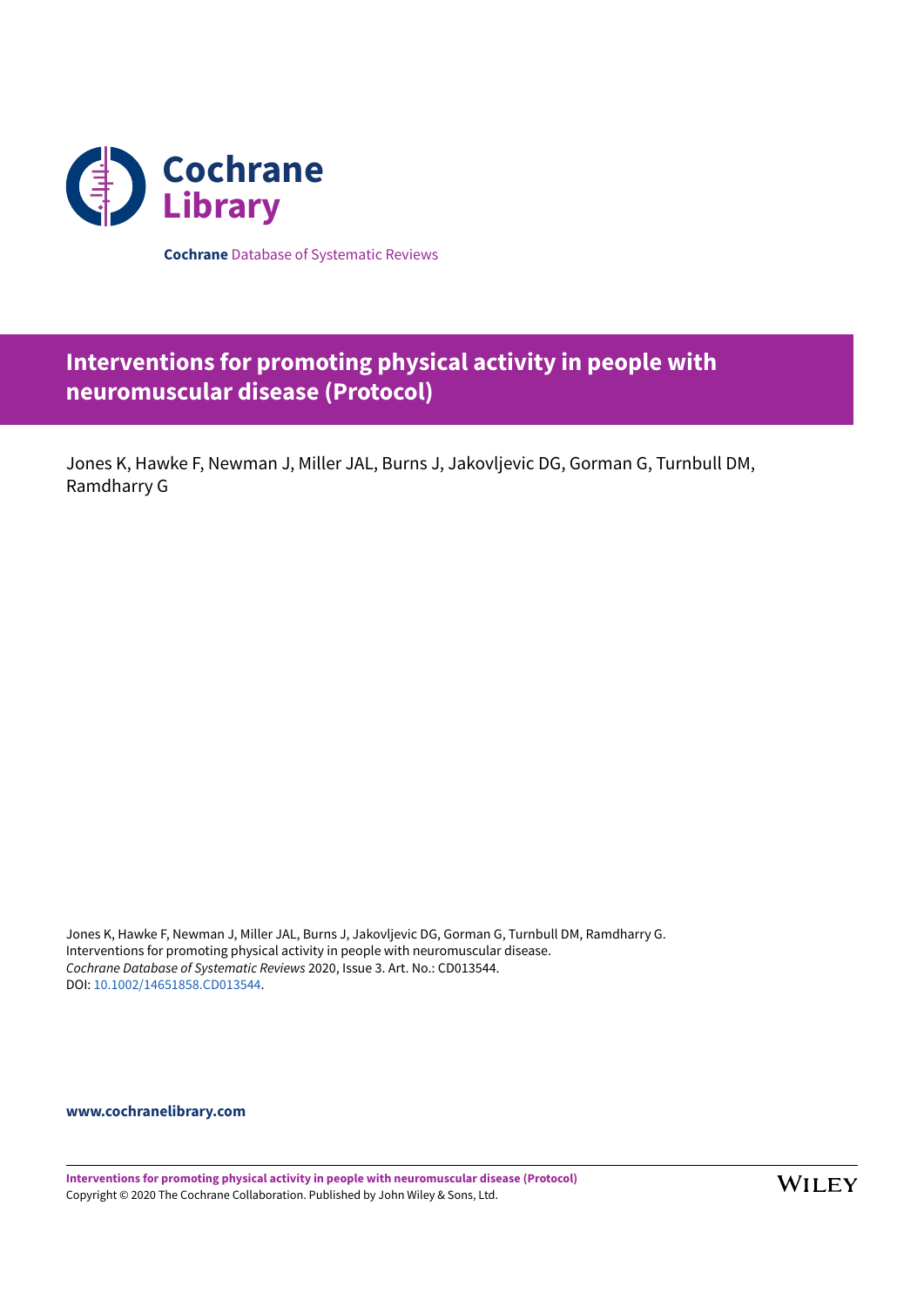**Cochrane** Database of Systematic Reviews

# Interventions for promoting physical activity in people with neuromuscular disease (Protocol)

Jones K, Hawke F, Newman J, Miller JAL, Burns J, Jakovljevic DG, Gorman G, Turnbull DM, Ramdharry G

Jones K, Hawke F, Newman J, Miller JAL, Burns J, Jakovljevic DG, Gorman G, Turnbull DM, Ramdharry G. Interventions for promoting physical activity in people with neuromuscular disease. *Cochrane Database of Systematic Reviews* 2020, Issue 3. Art. No.: CD013544. DOI: 10.1002/14651858.CD013544.

**www.cochranelibrary.com**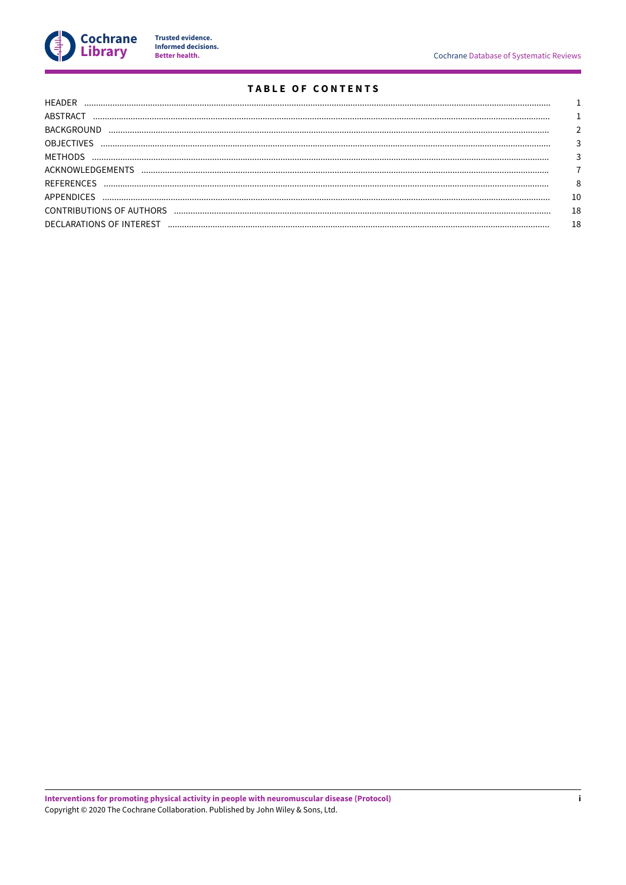# TABLE OF CONTENTS

| Section | Page |
|---|---|
| HEADER | 1 |
| ABSTRACT | 1 |
| BACKGROUND | 2 |
| OBJECTIVES | 3 |
| METHODS | 3 |
| ACKNOWLEDGEMENTS | 7 |
| REFERENCES | 8 |
| APPENDICES | 10 |
| CONTRIBUTIONS OF AUTHORS | 18 |
| DECLARATIONS OF INTEREST | 18 |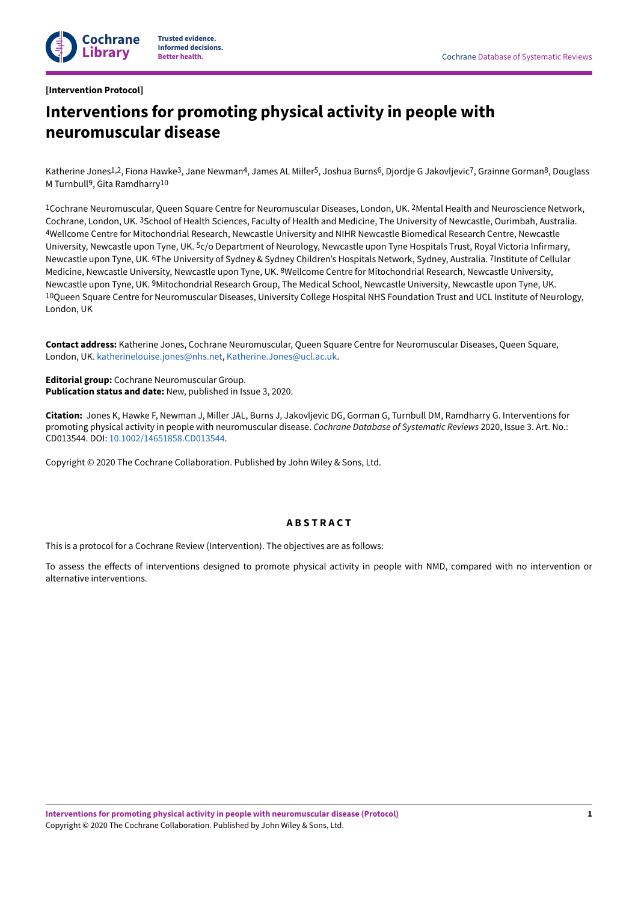**[Intervention Protocol]**

# Interventions for promoting physical activity in people with neuromuscular disease

Katherine Jones[1,2], Fiona Hawke[3], Jane Newman[4], James AL Miller[5], Joshua Burns[6], Djordje G Jakovljevic[7], Grainne Gorman[8], Douglass M Turnbull[9], Gita Ramdharry[10]

[1]Cochrane Neuromuscular, Queen Square Centre for Neuromuscular Diseases, London, UK. [2]Mental Health and Neuroscience Network, Cochrane, London, UK. [3]School of Health Sciences, Faculty of Health and Medicine, The University of Newcastle, Ourimbah, Australia. [4]Wellcome Centre for Mitochondrial Research, Newcastle University and NIHR Newcastle Biomedical Research Centre, Newcastle University, Newcastle upon Tyne, UK. [5]c/o Department of Neurology, Newcastle upon Tyne Hospitals Trust, Royal Victoria Infirmary, Newcastle upon Tyne, UK. [6]The University of Sydney & Sydney Children's Hospitals Network, Sydney, Australia. [7]Institute of Cellular Medicine, Newcastle University, Newcastle upon Tyne, UK. [8]Wellcome Centre for Mitochondrial Research, Newcastle University, Newcastle upon Tyne, UK. [9]Mitochondrial Research Group, The Medical School, Newcastle University, Newcastle upon Tyne, UK. [10]Queen Square Centre for Neuromuscular Diseases, University College Hospital NHS Foundation Trust and UCL Institute of Neurology, London, UK

**Contact address:** Katherine Jones, Cochrane Neuromuscular, Queen Square Centre for Neuromuscular Diseases, Queen Square, London, UK. katherinelouise.jones@nhs.net, Katherine.Jones@ucl.ac.uk.

**Editorial group:** Cochrane Neuromuscular Group.
**Publication status and date:** New, published in Issue 3, 2020.

**Citation:** Jones K, Hawke F, Newman J, Miller JAL, Burns J, Jakovljevic DG, Gorman G, Turnbull DM, Ramdharry G. Interventions for promoting physical activity in people with neuromuscular disease. *Cochrane Database of Systematic Reviews* 2020, Issue 3. Art. No.: CD013544. DOI: 10.1002/14651858.CD013544.

Copyright © 2020 The Cochrane Collaboration. Published by John Wiley & Sons, Ltd.

## ABSTRACT

This is a protocol for a Cochrane Review (Intervention). The objectives are as follows:

To assess the effects of interventions designed to promote physical activity in people with NMD, compared with no intervention or alternative interventions.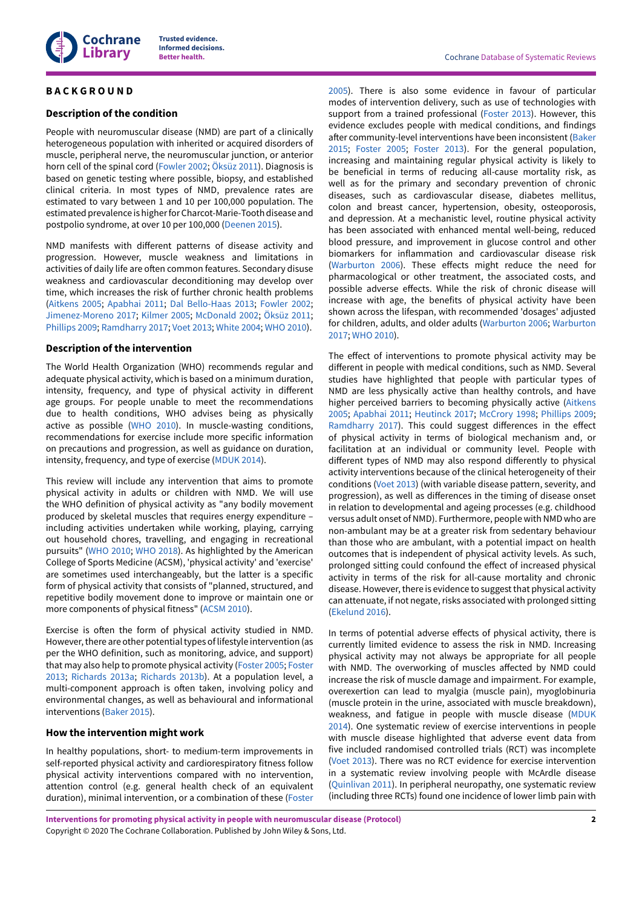# BACKGROUND

## Description of the condition

People with neuromuscular disease (NMD) are part of a clinically heterogeneous population with inherited or acquired disorders of muscle, peripheral nerve, the neuromuscular junction, or anterior horn cell of the spinal cord (Fowler 2002; Öksüz 2011). Diagnosis is based on genetic testing where possible, biopsy, and established clinical criteria. In most types of NMD, prevalence rates are estimated to vary between 1 and 10 per 100,000 population. The estimated prevalence is higher for Charcot-Marie-Tooth disease and postpolio syndrome, at over 10 per 100,000 (Deenen 2015).

NMD manifests with different patterns of disease activity and progression. However, muscle weakness and limitations in activities of daily life are often common features. Secondary disuse weakness and cardiovascular deconditioning may develop over time, which increases the risk of further chronic health problems (Aitkens 2005; Apabhai 2011; Dal Bello-Haas 2013; Fowler 2002; Jimenez-Moreno 2017; Kilmer 2005; McDonald 2002; Öksüz 2011; Phillips 2009; Ramdharry 2017; Voet 2013; White 2004; WHO 2010).

## Description of the intervention

The World Health Organization (WHO) recommends regular and adequate physical activity, which is based on a minimum duration, intensity, frequency, and type of physical activity in different age groups. For people unable to meet the recommendations due to health conditions, WHO advises being as physically active as possible (WHO 2010). In muscle-wasting conditions, recommendations for exercise include more specific information on precautions and progression, as well as guidance on duration, intensity, frequency, and type of exercise (MDUK 2014).

This review will include any intervention that aims to promote physical activity in adults or children with NMD. We will use the WHO definition of physical activity as "any bodily movement produced by skeletal muscles that requires energy expenditure – including activities undertaken while working, playing, carrying out household chores, travelling, and engaging in recreational pursuits" (WHO 2010; WHO 2018). As highlighted by the American College of Sports Medicine (ACSM), 'physical activity' and 'exercise' are sometimes used interchangeably, but the latter is a specific form of physical activity that consists of "planned, structured, and repetitive bodily movement done to improve or maintain one or more components of physical fitness" (ACSM 2010).

Exercise is often the form of physical activity studied in NMD. However, there are other potential types of lifestyle intervention (as per the WHO definition, such as monitoring, advice, and support) that may also help to promote physical activity (Foster 2005; Foster 2013; Richards 2013a; Richards 2013b). At a population level, a multi-component approach is often taken, involving policy and environmental changes, as well as behavioural and informational interventions (Baker 2015).

## How the intervention might work

In healthy populations, short- to medium-term improvements in self-reported physical activity and cardiorespiratory fitness follow physical activity interventions compared with no intervention, attention control (e.g. general health check of an equivalent duration), minimal intervention, or a combination of these (Foster 2005). There is also some evidence in favour of particular modes of intervention delivery, such as use of technologies with support from a trained professional (Foster 2013). However, this evidence excludes people with medical conditions, and findings after community-level interventions have been inconsistent (Baker 2015; Foster 2005; Foster 2013). For the general population, increasing and maintaining regular physical activity is likely to be beneficial in terms of reducing all-cause mortality risk, as well as for the primary and secondary prevention of chronic diseases, such as cardiovascular disease, diabetes mellitus, colon and breast cancer, hypertension, obesity, osteoporosis, and depression. At a mechanistic level, routine physical activity has been associated with enhanced mental well-being, reduced blood pressure, and improvement in glucose control and other biomarkers for inflammation and cardiovascular disease risk (Warburton 2006). These effects might reduce the need for pharmacological or other treatment, the associated costs, and possible adverse effects. While the risk of chronic disease will increase with age, the benefits of physical activity have been shown across the lifespan, with recommended 'dosages' adjusted for children, adults, and older adults (Warburton 2006; Warburton 2017; WHO 2010).

The effect of interventions to promote physical activity may be different in people with medical conditions, such as NMD. Several studies have highlighted that people with particular types of NMD are less physically active than healthy controls, and have higher perceived barriers to becoming physically active (Aitkens 2005; Apabhai 2011; Heutinck 2017; McCrory 1998; Phillips 2009; Ramdharry 2017). This could suggest differences in the effect of physical activity in terms of biological mechanism and, or facilitation at an individual or community level. People with different types of NMD may also respond differently to physical activity interventions because of the clinical heterogeneity of their conditions (Voet 2013) (with variable disease pattern, severity, and progression), as well as differences in the timing of disease onset in relation to developmental and ageing processes (e.g. childhood versus adult onset of NMD). Furthermore, people with NMD who are non-ambulant may be at a greater risk from sedentary behaviour than those who are ambulant, with a potential impact on health outcomes that is independent of physical activity levels. As such, prolonged sitting could confound the effect of increased physical activity in terms of the risk for all-cause mortality and chronic disease. However, there is evidence to suggest that physical activity can attenuate, if not negate, risks associated with prolonged sitting (Ekelund 2016).

In terms of potential adverse effects of physical activity, there is currently limited evidence to assess the risk in NMD. Increasing physical activity may not always be appropriate for all people with NMD. The overworking of muscles affected by NMD could increase the risk of muscle damage and impairment. For example, overexertion can lead to myalgia (muscle pain), myoglobinuria (muscle protein in the urine, associated with muscle breakdown), weakness, and fatigue in people with muscle disease (MDUK 2014). One systematic review of exercise interventions in people with muscle disease highlighted that adverse event data from five included randomised controlled trials (RCT) was incomplete (Voet 2013). There was no RCT evidence for exercise intervention in a systematic review involving people with McArdle disease (Quinlivan 2011). In peripheral neuropathy, one systematic review (including three RCTs) found one incidence of lower limb pain with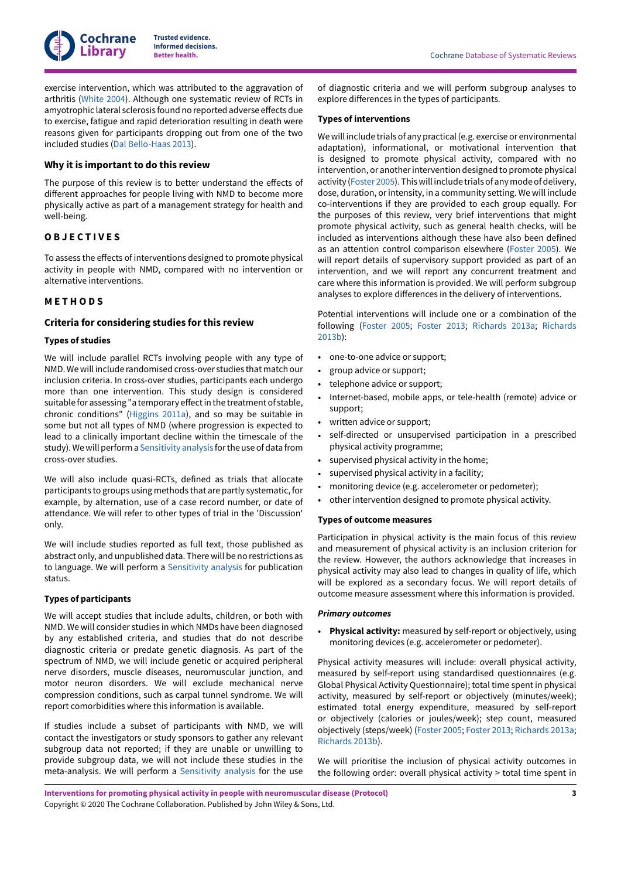exercise intervention, which was attributed to the aggravation of arthritis (White 2004). Although one systematic review of RCTs in amyotrophic lateral sclerosis found no reported adverse effects due to exercise, fatigue and rapid deterioration resulting in death were reasons given for participants dropping out from one of the two included studies (Dal Bello-Haas 2013).

### Why it is important to do this review

The purpose of this review is to better understand the effects of different approaches for people living with NMD to become more physically active as part of a management strategy for health and well-being.

## OBJECTIVES

To assess the effects of interventions designed to promote physical activity in people with NMD, compared with no intervention or alternative interventions.

## METHODS

### Criteria for considering studies for this review

#### Types of studies

We will include parallel RCTs involving people with any type of NMD. We will include randomised cross-over studies that match our inclusion criteria. In cross-over studies, participants each undergo more than one intervention. This study design is considered suitable for assessing "a temporary effect in the treatment of stable, chronic conditions" (Higgins 2011a), and so may be suitable in some but not all types of NMD (where progression is expected to lead to a clinically important decline within the timescale of the study). We will perform a Sensitivity analysis for the use of data from cross-over studies.

We will also include quasi-RCTs, defined as trials that allocate participants to groups using methods that are partly systematic, for example, by alternation, use of a case record number, or date of attendance. We will refer to other types of trial in the 'Discussion' only.

We will include studies reported as full text, those published as abstract only, and unpublished data. There will be no restrictions as to language. We will perform a Sensitivity analysis for publication status.

#### Types of participants

We will accept studies that include adults, children, or both with NMD. We will consider studies in which NMDs have been diagnosed by any established criteria, and studies that do not describe diagnostic criteria or predate genetic diagnosis. As part of the spectrum of NMD, we will include genetic or acquired peripheral nerve disorders, muscle diseases, neuromuscular junction, and motor neuron disorders. We will exclude mechanical nerve compression conditions, such as carpal tunnel syndrome. We will report comorbidities where this information is available.

If studies include a subset of participants with NMD, we will contact the investigators or study sponsors to gather any relevant subgroup data not reported; if they are unable or unwilling to provide subgroup data, we will not include these studies in the meta-analysis. We will perform a Sensitivity analysis for the use of diagnostic criteria and we will perform subgroup analyses to explore differences in the types of participants.

#### Types of interventions

We will include trials of any practical (e.g. exercise or environmental adaptation), informational, or motivational intervention that is designed to promote physical activity, compared with no intervention, or another intervention designed to promote physical activity (Foster 2005). This will include trials of any mode of delivery, dose, duration, or intensity, in a community setting. We will include co-interventions if they are provided to each group equally. For the purposes of this review, very brief interventions that might promote physical activity, such as general health checks, will be included as interventions although these have also been defined as an attention control comparison elsewhere (Foster 2005). We will report details of supervisory support provided as part of an intervention, and we will report any concurrent treatment and care where this information is provided. We will perform subgroup analyses to explore differences in the delivery of interventions.

Potential interventions will include one or a combination of the following (Foster 2005; Foster 2013; Richards 2013a; Richards 2013b):

- one-to-one advice or support;
- group advice or support;
- telephone advice or support;
- Internet-based, mobile apps, or tele-health (remote) advice or support;
- written advice or support;
- self-directed or unsupervised participation in a prescribed physical activity programme;
- supervised physical activity in the home;
- supervised physical activity in a facility;
- monitoring device (e.g. accelerometer or pedometer);
- other intervention designed to promote physical activity.

#### Types of outcome measures

Participation in physical activity is the main focus of this review and measurement of physical activity is an inclusion criterion for the review. However, the authors acknowledge that increases in physical activity may also lead to changes in quality of life, which will be explored as a secondary focus. We will report details of outcome measure assessment where this information is provided.

##### *Primary outcomes*

- **Physical activity:** measured by self-report or objectively, using monitoring devices (e.g. accelerometer or pedometer).

Physical activity measures will include: overall physical activity, measured by self-report using standardised questionnaires (e.g. Global Physical Activity Questionnaire); total time spent in physical activity, measured by self-report or objectively (minutes/week); estimated total energy expenditure, measured by self-report or objectively (calories or joules/week); step count, measured objectively (steps/week) (Foster 2005; Foster 2013; Richards 2013a; Richards 2013b).

We will prioritise the inclusion of physical activity outcomes in the following order: overall physical activity > total time spent in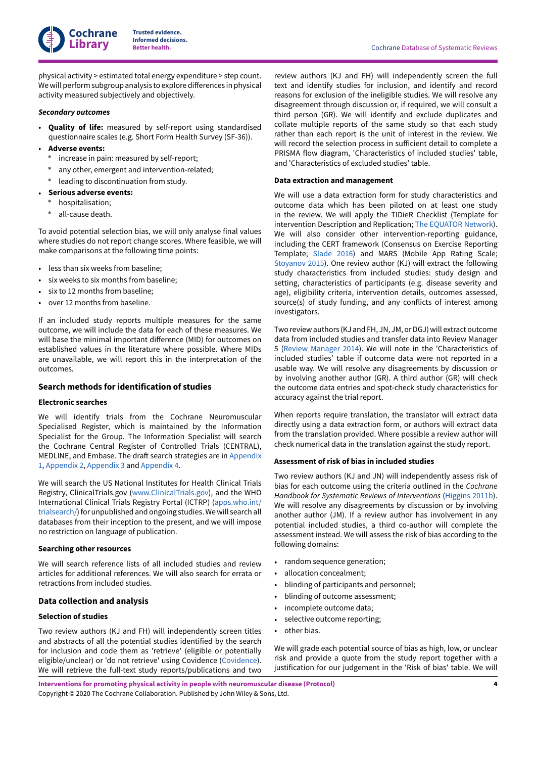physical activity > estimated total energy expenditure > step count. We will perform subgroup analysis to explore differences in physical activity measured subjectively and objectively.

#### Secondary outcomes

- **Quality of life:** measured by self-report using standardised questionnaire scales (e.g. Short Form Health Survey (SF-36)).
- **Adverse events:**
  - increase in pain: measured by self-report;
  - any other, emergent and intervention-related;
  - leading to discontinuation from study.
- **Serious adverse events:**
  - hospitalisation;
  - all-cause death.

To avoid potential selection bias, we will only analyse final values where studies do not report change scores. Where feasible, we will make comparisons at the following time points:

- less than six weeks from baseline;
- six weeks to six months from baseline;
- six to 12 months from baseline;
- over 12 months from baseline.

If an included study reports multiple measures for the same outcome, we will include the data for each of these measures. We will base the minimal important difference (MID) for outcomes on established values in the literature where possible. Where MIDs are unavailable, we will report this in the interpretation of the outcomes.

### Search methods for identification of studies

#### Electronic searches

We will identify trials from the Cochrane Neuromuscular Specialised Register, which is maintained by the Information Specialist for the Group. The Information Specialist will search the Cochrane Central Register of Controlled Trials (CENTRAL), MEDLINE, and Embase. The draft search strategies are in Appendix 1, Appendix 2, Appendix 3 and Appendix 4.

We will search the US National Institutes for Health Clinical Trials Registry, ClinicalTrials.gov (www.ClinicalTrials.gov), and the WHO International Clinical Trials Registry Portal (ICTRP) (apps.who.int/trialsearch/) for unpublished and ongoing studies. We will search all databases from their inception to the present, and we will impose no restriction on language of publication.

#### Searching other resources

We will search reference lists of all included studies and review articles for additional references. We will also search for errata or retractions from included studies.

### Data collection and analysis

#### Selection of studies

Two review authors (KJ and FH) will independently screen titles and abstracts of all the potential studies identified by the search for inclusion and code them as 'retrieve' (eligible or potentially eligible/unclear) or 'do not retrieve' using Covidence (Covidence). We will retrieve the full-text study reports/publications and two review authors (KJ and FH) will independently screen the full text and identify studies for inclusion, and identify and record reasons for exclusion of the ineligible studies. We will resolve any disagreement through discussion or, if required, we will consult a third person (GR). We will identify and exclude duplicates and collate multiple reports of the same study so that each study rather than each report is the unit of interest in the review. We will record the selection process in sufficient detail to complete a PRISMA flow diagram, 'Characteristics of included studies' table, and 'Characteristics of excluded studies' table.

#### Data extraction and management

We will use a data extraction form for study characteristics and outcome data which has been piloted on at least one study in the review. We will apply the TIDieR Checklist (Template for intervention Description and Replication; The EQUATOR Network). We will also consider other intervention-reporting guidance, including the CERT framework (Consensus on Exercise Reporting Template; Slade 2016) and MARS (Mobile App Rating Scale; Stoyanov 2015). One review author (KJ) will extract the following study characteristics from included studies: study design and setting, characteristics of participants (e.g. disease severity and age), eligibility criteria, intervention details, outcomes assessed, source(s) of study funding, and any conflicts of interest among investigators.

Two review authors (KJ and FH, JN, JM, or DGJ) will extract outcome data from included studies and transfer data into Review Manager 5 (Review Manager 2014). We will note in the 'Characteristics of included studies' table if outcome data were not reported in a usable way. We will resolve any disagreements by discussion or by involving another author (GR). A third author (GR) will check the outcome data entries and spot-check study characteristics for accuracy against the trial report.

When reports require translation, the translator will extract data directly using a data extraction form, or authors will extract data from the translation provided. Where possible a review author will check numerical data in the translation against the study report.

#### Assessment of risk of bias in included studies

Two review authors (KJ and JN) will independently assess risk of bias for each outcome using the criteria outlined in the *Cochrane Handbook for Systematic Reviews of Interventions* (Higgins 2011b). We will resolve any disagreements by discussion or by involving another author (JM). If a review author has involvement in any potential included studies, a third co-author will complete the assessment instead. We will assess the risk of bias according to the following domains:

- random sequence generation;
- allocation concealment;
- blinding of participants and personnel;
- blinding of outcome assessment;
- incomplete outcome data;
- selective outcome reporting;
- other bias.

We will grade each potential source of bias as high, low, or unclear risk and provide a quote from the study report together with a justification for our judgement in the 'Risk of bias' table. We will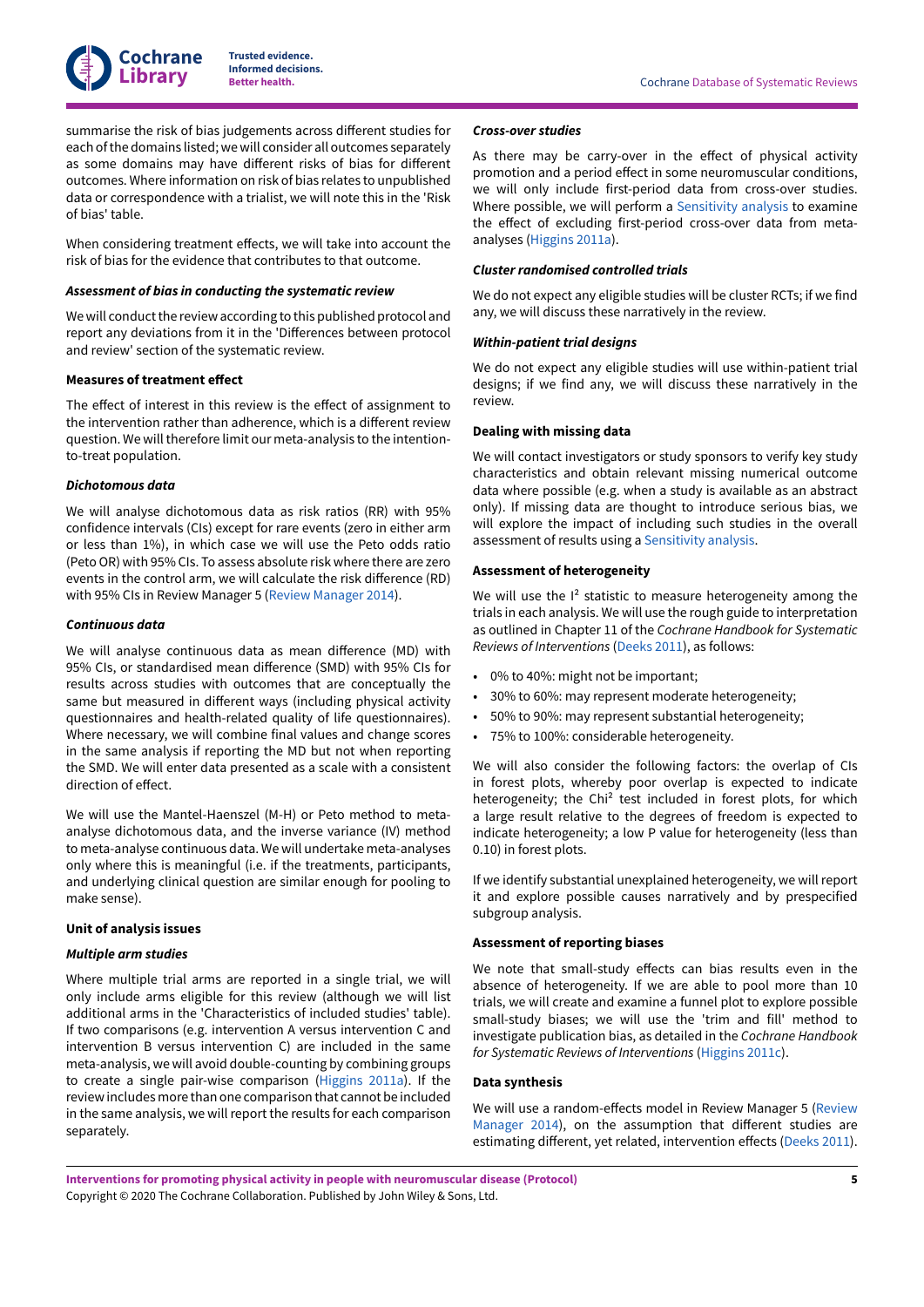summarise the risk of bias judgements across different studies for each of the domains listed; we will consider all outcomes separately as some domains may have different risks of bias for different outcomes. Where information on risk of bias relates to unpublished data or correspondence with a trialist, we will note this in the 'Risk of bias' table.

When considering treatment effects, we will take into account the risk of bias for the evidence that contributes to that outcome.

#### *Assessment of bias in conducting the systematic review*

We will conduct the review according to this published protocol and report any deviations from it in the 'Differences between protocol and review' section of the systematic review.

### Measures of treatment effect

The effect of interest in this review is the effect of assignment to the intervention rather than adherence, which is a different review question. We will therefore limit our meta-analysis to the intention-to-treat population.

#### *Dichotomous data*

We will analyse dichotomous data as risk ratios (RR) with 95% confidence intervals (CIs) except for rare events (zero in either arm or less than 1%), in which case we will use the Peto odds ratio (Peto OR) with 95% CIs. To assess absolute risk where there are zero events in the control arm, we will calculate the risk difference (RD) with 95% CIs in Review Manager 5 (Review Manager 2014).

#### *Continuous data*

We will analyse continuous data as mean difference (MD) with 95% CIs, or standardised mean difference (SMD) with 95% CIs for results across studies with outcomes that are conceptually the same but measured in different ways (including physical activity questionnaires and health-related quality of life questionnaires). Where necessary, we will combine final values and change scores in the same analysis if reporting the MD but not when reporting the SMD. We will enter data presented as a scale with a consistent direction of effect.

We will use the Mantel-Haenszel (M-H) or Peto method to meta-analyse dichotomous data, and the inverse variance (IV) method to meta-analyse continuous data. We will undertake meta-analyses only where this is meaningful (i.e. if the treatments, participants, and underlying clinical question are similar enough for pooling to make sense).

### Unit of analysis issues

#### *Multiple arm studies*

Where multiple trial arms are reported in a single trial, we will only include arms eligible for this review (although we will list additional arms in the 'Characteristics of included studies' table). If two comparisons (e.g. intervention A versus intervention C and intervention B versus intervention C) are included in the same meta-analysis, we will avoid double-counting by combining groups to create a single pair-wise comparison (Higgins 2011a). If the review includes more than one comparison that cannot be included in the same analysis, we will report the results for each comparison separately.

#### *Cross-over studies*

As there may be carry-over in the effect of physical activity promotion and a period effect in some neuromuscular conditions, we will only include first-period data from cross-over studies. Where possible, we will perform a Sensitivity analysis to examine the effect of excluding first-period cross-over data from meta-analyses (Higgins 2011a).

#### *Cluster randomised controlled trials*

We do not expect any eligible studies will be cluster RCTs; if we find any, we will discuss these narratively in the review.

#### *Within-patient trial designs*

We do not expect any eligible studies will use within-patient trial designs; if we find any, we will discuss these narratively in the review.

### Dealing with missing data

We will contact investigators or study sponsors to verify key study characteristics and obtain relevant missing numerical outcome data where possible (e.g. when a study is available as an abstract only). If missing data are thought to introduce serious bias, we will explore the impact of including such studies in the overall assessment of results using a Sensitivity analysis.

### Assessment of heterogeneity

We will use the $I^2$ statistic to measure heterogeneity among the trials in each analysis. We will use the rough guide to interpretation as outlined in Chapter 11 of the *Cochrane Handbook for Systematic Reviews of Interventions* (Deeks 2011), as follows:

- 0% to 40%: might not be important;
- 30% to 60%: may represent moderate heterogeneity;
- 50% to 90%: may represent substantial heterogeneity;
- 75% to 100%: considerable heterogeneity.

We will also consider the following factors: the overlap of CIs in forest plots, whereby poor overlap is expected to indicate heterogeneity; the $Chi^2$ test included in forest plots, for which a large result relative to the degrees of freedom is expected to indicate heterogeneity; a low P value for heterogeneity (less than 0.10) in forest plots.

If we identify substantial unexplained heterogeneity, we will report it and explore possible causes narratively and by prespecified subgroup analysis.

### Assessment of reporting biases

We note that small-study effects can bias results even in the absence of heterogeneity. If we are able to pool more than 10 trials, we will create and examine a funnel plot to explore possible small-study biases; we will use the 'trim and fill' method to investigate publication bias, as detailed in the *Cochrane Handbook for Systematic Reviews of Interventions* (Higgins 2011c).

### Data synthesis

We will use a random-effects model in Review Manager 5 (Review Manager 2014), on the assumption that different studies are estimating different, yet related, intervention effects (Deeks 2011).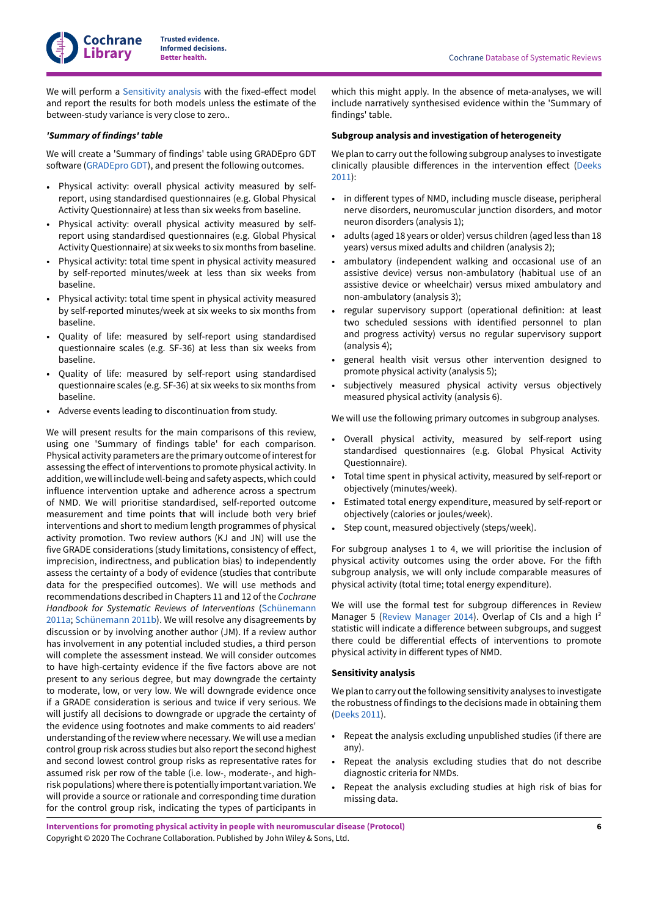We will perform a Sensitivity analysis with the fixed-effect model and report the results for both models unless the estimate of the between-study variance is very close to zero..

### *'Summary of findings' table*

We will create a 'Summary of findings' table using GRADEpro GDT software (GRADEpro GDT), and present the following outcomes.

- Physical activity: overall physical activity measured by self-report, using standardised questionnaires (e.g. Global Physical Activity Questionnaire) at less than six weeks from baseline.
- Physical activity: overall physical activity measured by self-report using standardised questionnaires (e.g. Global Physical Activity Questionnaire) at six weeks to six months from baseline.
- Physical activity: total time spent in physical activity measured by self-reported minutes/week at less than six weeks from baseline.
- Physical activity: total time spent in physical activity measured by self-reported minutes/week at six weeks to six months from baseline.
- Quality of life: measured by self-report using standardised questionnaire scales (e.g. SF-36) at less than six weeks from baseline.
- Quality of life: measured by self-report using standardised questionnaire scales (e.g. SF-36) at six weeks to six months from baseline.
- Adverse events leading to discontinuation from study.

We will present results for the main comparisons of this review, using one 'Summary of findings table' for each comparison. Physical activity parameters are the primary outcome of interest for assessing the effect of interventions to promote physical activity. In addition, we will include well-being and safety aspects, which could influence intervention uptake and adherence across a spectrum of NMD. We will prioritise standardised, self-reported outcome measurement and time points that will include both very brief interventions and short to medium length programmes of physical activity promotion. Two review authors (KJ and JN) will use the five GRADE considerations (study limitations, consistency of effect, imprecision, indirectness, and publication bias) to independently assess the certainty of a body of evidence (studies that contribute data for the prespecified outcomes). We will use methods and recommendations described in Chapters 11 and 12 of the *Cochrane Handbook for Systematic Reviews of Interventions* (Schünemann 2011a; Schünemann 2011b). We will resolve any disagreements by discussion or by involving another author (JM). If a review author has involvement in any potential included studies, a third person will complete the assessment instead. We will consider outcomes to have high-certainty evidence if the five factors above are not present to any serious degree, but may downgrade the certainty to moderate, low, or very low. We will downgrade evidence once if a GRADE consideration is serious and twice if very serious. We will justify all decisions to downgrade or upgrade the certainty of the evidence using footnotes and make comments to aid readers' understanding of the review where necessary. We will use a median control group risk across studies but also report the second highest and second lowest control group risks as representative rates for assumed risk per row of the table (i.e. low-, moderate-, and high-risk populations) where there is potentially important variation. We will provide a source or rationale and corresponding time duration for the control group risk, indicating the types of participants in which this might apply. In the absence of meta-analyses, we will include narratively synthesised evidence within the 'Summary of findings' table.

### Subgroup analysis and investigation of heterogeneity

We plan to carry out the following subgroup analyses to investigate clinically plausible differences in the intervention effect (Deeks 2011):

- in different types of NMD, including muscle disease, peripheral nerve disorders, neuromuscular junction disorders, and motor neuron disorders (analysis 1);
- adults (aged 18 years or older) versus children (aged less than 18 years) versus mixed adults and children (analysis 2);
- ambulatory (independent walking and occasional use of an assistive device) versus non-ambulatory (habitual use of an assistive device or wheelchair) versus mixed ambulatory and non-ambulatory (analysis 3);
- regular supervisory support (operational definition: at least two scheduled sessions with identified personnel to plan and progress activity) versus no regular supervisory support (analysis 4);
- general health visit versus other intervention designed to promote physical activity (analysis 5);
- subjectively measured physical activity versus objectively measured physical activity (analysis 6).

We will use the following primary outcomes in subgroup analyses.

- Overall physical activity, measured by self-report using standardised questionnaires (e.g. Global Physical Activity Questionnaire).
- Total time spent in physical activity, measured by self-report or objectively (minutes/week).
- Estimated total energy expenditure, measured by self-report or objectively (calories or joules/week).
- Step count, measured objectively (steps/week).

For subgroup analyses 1 to 4, we will prioritise the inclusion of physical activity outcomes using the order above. For the fifth subgroup analysis, we will only include comparable measures of physical activity (total time; total energy expenditure).

We will use the formal test for subgroup differences in Review Manager 5 (Review Manager 2014). Overlap of CIs and a high $I^2$ statistic will indicate a difference between subgroups, and suggest there could be differential effects of interventions to promote physical activity in different types of NMD.

### Sensitivity analysis

We plan to carry out the following sensitivity analyses to investigate the robustness of findings to the decisions made in obtaining them (Deeks 2011).

- Repeat the analysis excluding unpublished studies (if there are any).
- Repeat the analysis excluding studies that do not describe diagnostic criteria for NMDs.
- Repeat the analysis excluding studies at high risk of bias for missing data.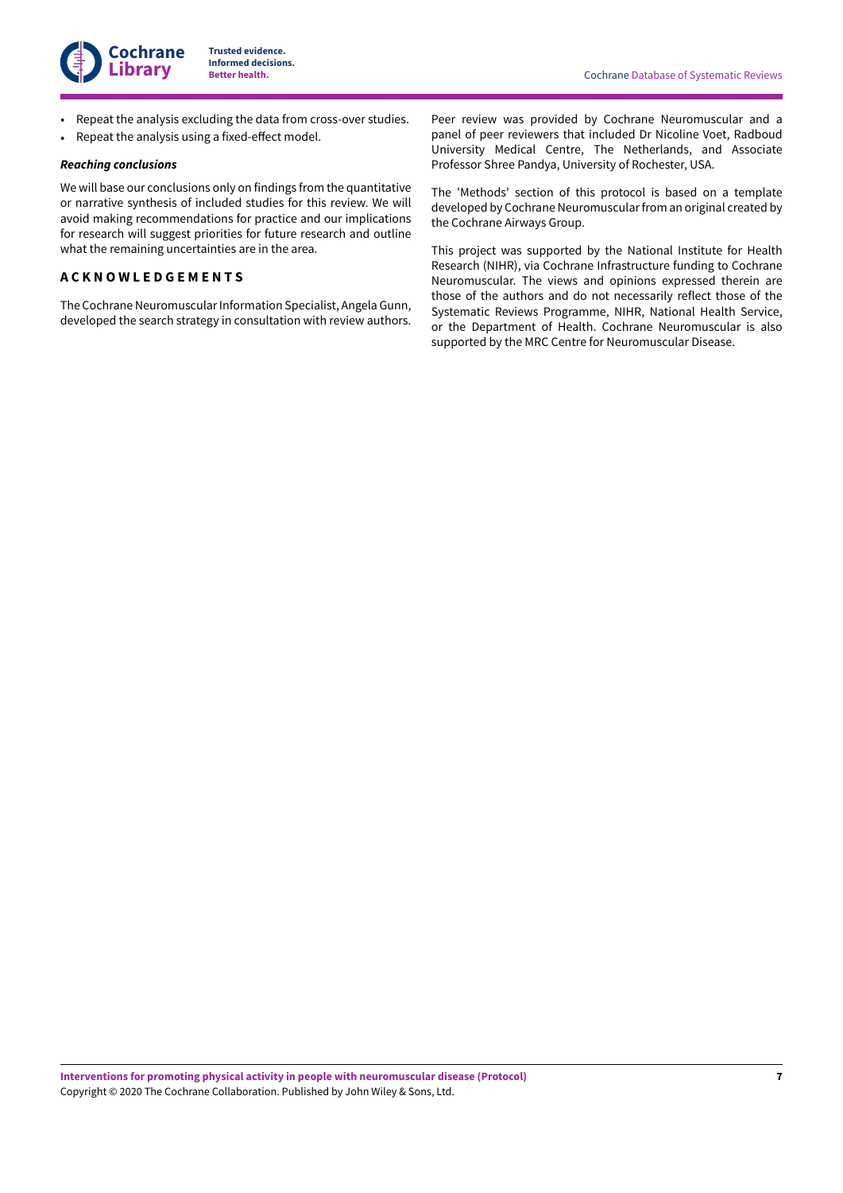- Repeat the analysis excluding the data from cross-over studies.
- Repeat the analysis using a fixed-effect model.

### *Reaching conclusions*

We will base our conclusions only on findings from the quantitative or narrative synthesis of included studies for this review. We will avoid making recommendations for practice and our implications for research will suggest priorities for future research and outline what the remaining uncertainties are in the area.

## ACKNOWLEDGEMENTS

The Cochrane Neuromuscular Information Specialist, Angela Gunn, developed the search strategy in consultation with review authors.

Peer review was provided by Cochrane Neuromuscular and a panel of peer reviewers that included Dr Nicoline Voet, Radboud University Medical Centre, The Netherlands, and Associate Professor Shree Pandya, University of Rochester, USA.

The 'Methods' section of this protocol is based on a template developed by Cochrane Neuromuscular from an original created by the Cochrane Airways Group.

This project was supported by the National Institute for Health Research (NIHR), via Cochrane Infrastructure funding to Cochrane Neuromuscular. The views and opinions expressed therein are those of the authors and do not necessarily reflect those of the Systematic Reviews Programme, NIHR, National Health Service, or the Department of Health. Cochrane Neuromuscular is also supported by the MRC Centre for Neuromuscular Disease.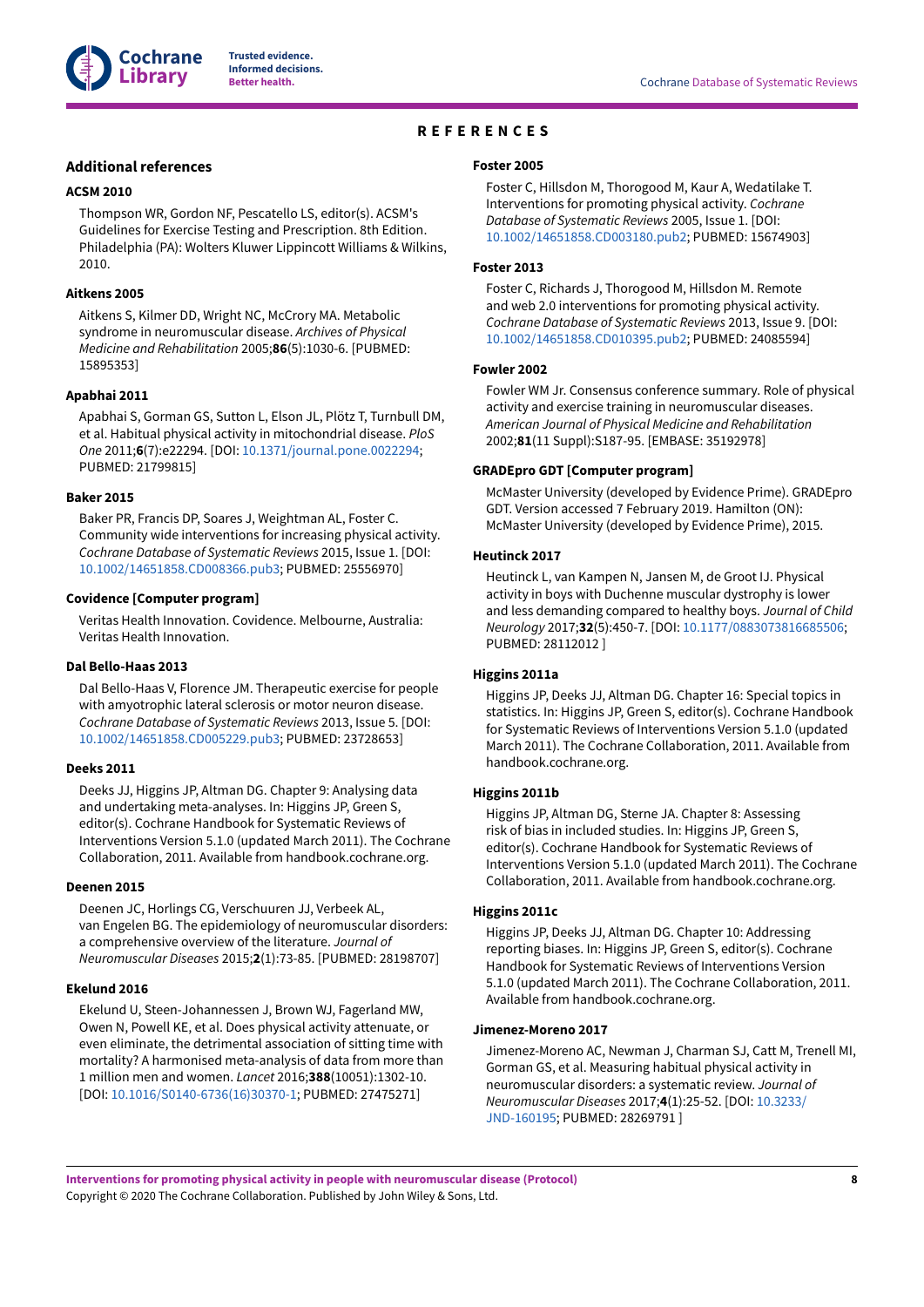# REFERENCES

## Additional references

### ACSM 2010

Thompson WR, Gordon NF, Pescatello LS, editor(s). ACSM's Guidelines for Exercise Testing and Prescription. 8th Edition. Philadelphia (PA): Wolters Kluwer Lippincott Williams & Wilkins, 2010.

### Aitkens 2005

Aitkens S, Kilmer DD, Wright NC, McCrory MA. Metabolic syndrome in neuromuscular disease. *Archives of Physical Medicine and Rehabilitation* 2005;**86**(5):1030-6. [PUBMED: 15895353]

### Apabhai 2011

Apabhai S, Gorman GS, Sutton L, Elson JL, Plötz T, Turnbull DM, et al. Habitual physical activity in mitochondrial disease. *PloS One* 2011;**6**(7):e22294. [DOI: 10.1371/journal.pone.0022294; PUBMED: 21799815]

### Baker 2015

Baker PR, Francis DP, Soares J, Weightman AL, Foster C. Community wide interventions for increasing physical activity. *Cochrane Database of Systematic Reviews* 2015, Issue 1. [DOI: 10.1002/14651858.CD008366.pub3; PUBMED: 25556970]

### Covidence [Computer program]

Veritas Health Innovation. Covidence. Melbourne, Australia: Veritas Health Innovation.

### Dal Bello-Haas 2013

Dal Bello-Haas V, Florence JM. Therapeutic exercise for people with amyotrophic lateral sclerosis or motor neuron disease. *Cochrane Database of Systematic Reviews* 2013, Issue 5. [DOI: 10.1002/14651858.CD005229.pub3; PUBMED: 23728653]

### Deeks 2011

Deeks JJ, Higgins JP, Altman DG. Chapter 9: Analysing data and undertaking meta-analyses. In: Higgins JP, Green S, editor(s). Cochrane Handbook for Systematic Reviews of Interventions Version 5.1.0 (updated March 2011). The Cochrane Collaboration, 2011. Available from handbook.cochrane.org.

### Deenen 2015

Deenen JC, Horlings CG, Verschuuren JJ, Verbeek AL, van Engelen BG. The epidemiology of neuromuscular disorders: a comprehensive overview of the literature. *Journal of Neuromuscular Diseases* 2015;**2**(1):73-85. [PUBMED: 28198707]

### Ekelund 2016

Ekelund U, Steen-Johannessen J, Brown WJ, Fagerland MW, Owen N, Powell KE, et al. Does physical activity attenuate, or even eliminate, the detrimental association of sitting time with mortality? A harmonised meta-analysis of data from more than 1 million men and women. *Lancet* 2016;**388**(10051):1302-10. [DOI: 10.1016/S0140-6736(16)30370-1; PUBMED: 27475271]

### Foster 2005

Foster C, Hillsdon M, Thorogood M, Kaur A, Wedatilake T. Interventions for promoting physical activity. *Cochrane Database of Systematic Reviews* 2005, Issue 1. [DOI: 10.1002/14651858.CD003180.pub2; PUBMED: 15674903]

### Foster 2013

Foster C, Richards J, Thorogood M, Hillsdon M. Remote and web 2.0 interventions for promoting physical activity. *Cochrane Database of Systematic Reviews* 2013, Issue 9. [DOI: 10.1002/14651858.CD010395.pub2; PUBMED: 24085594]

### Fowler 2002

Fowler WM Jr. Consensus conference summary. Role of physical activity and exercise training in neuromuscular diseases. *American Journal of Physical Medicine and Rehabilitation* 2002;**81**(11 Suppl):S187-95. [EMBASE: 35192978]

### GRADEpro GDT [Computer program]

McMaster University (developed by Evidence Prime). GRADEpro GDT. Version accessed 7 February 2019. Hamilton (ON): McMaster University (developed by Evidence Prime), 2015.

### Heutinck 2017

Heutinck L, van Kampen N, Jansen M, de Groot IJ. Physical activity in boys with Duchenne muscular dystrophy is lower and less demanding compared to healthy boys. *Journal of Child Neurology* 2017;**32**(5):450-7. [DOI: 10.1177/0883073816685506; PUBMED: 28112012 ]

### Higgins 2011a

Higgins JP, Deeks JJ, Altman DG. Chapter 16: Special topics in statistics. In: Higgins JP, Green S, editor(s). Cochrane Handbook for Systematic Reviews of Interventions Version 5.1.0 (updated March 2011). The Cochrane Collaboration, 2011. Available from handbook.cochrane.org.

### Higgins 2011b

Higgins JP, Altman DG, Sterne JA. Chapter 8: Assessing risk of bias in included studies. In: Higgins JP, Green S, editor(s). Cochrane Handbook for Systematic Reviews of Interventions Version 5.1.0 (updated March 2011). The Cochrane Collaboration, 2011. Available from handbook.cochrane.org.

### Higgins 2011c

Higgins JP, Deeks JJ, Altman DG. Chapter 10: Addressing reporting biases. In: Higgins JP, Green S, editor(s). Cochrane Handbook for Systematic Reviews of Interventions Version 5.1.0 (updated March 2011). The Cochrane Collaboration, 2011. Available from handbook.cochrane.org.

### Jimenez-Moreno 2017

Jimenez-Moreno AC, Newman J, Charman SJ, Catt M, Trenell MI, Gorman GS, et al. Measuring habitual physical activity in neuromuscular disorders: a systematic review. *Journal of Neuromuscular Diseases* 2017;**4**(1):25-52. [DOI: 10.3233/JND-160195; PUBMED: 28269791 ]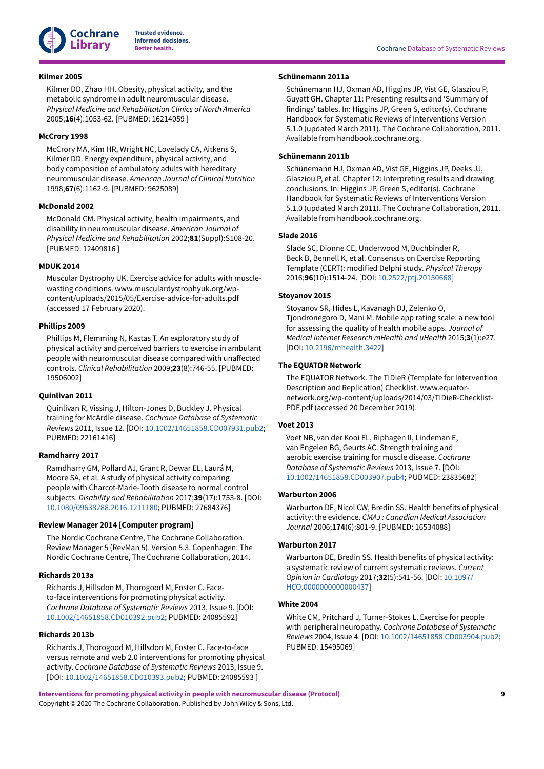**Kilmer 2005**

Kilmer DD, Zhao HH. Obesity, physical activity, and the metabolic syndrome in adult neuromuscular disease. *Physical Medicine and Rehabilitation Clinics of North America* 2005;**16**(4):1053-62. [PUBMED: 16214059 ]

**McCrory 1998**

McCrory MA, Kim HR, Wright NC, Lovelady CA, Aitkens S, Kilmer DD. Energy expenditure, physical activity, and body composition of ambulatory adults with hereditary neuromuscular disease. *American Journal of Clinical Nutrition* 1998;**67**(6):1162-9. [PUBMED: 9625089]

**McDonald 2002**

McDonald CM. Physical activity, health impairments, and disability in neuromuscular disease. *American Journal of Physical Medicine and Rehabilitation* 2002;**81**(Suppl):S108-20. [PUBMED: 12409816 ]

**MDUK 2014**

Muscular Dystrophy UK. Exercise advice for adults with muscle-wasting conditions. www.musculardystrophyuk.org/wp-content/uploads/2015/05/Exercise-advice-for-adults.pdf (accessed 17 February 2020).

**Phillips 2009**

Phillips M, Flemming N, Kastas T. An exploratory study of physical activity and perceived barriers to exercise in ambulant people with neuromuscular disease compared with unaffected controls. *Clinical Rehabilitation* 2009;**23**(8):746-55. [PUBMED: 19506002]

**Quinlivan 2011**

Quinlivan R, Vissing J, Hilton-Jones D, Buckley J. Physical training for McArdle disease. *Cochrane Database of Systematic Reviews* 2011, Issue 12. [DOI: 10.1002/14651858.CD007931.pub2; PUBMED: 22161416]

**Ramdharry 2017**

Ramdharry GM, Pollard AJ, Grant R, Dewar EL, Laurá M, Moore SA, et al. A study of physical activity comparing people with Charcot-Marie-Tooth disease to normal control subjects. *Disability and Rehabilitation* 2017;**39**(17):1753-8. [DOI: 10.1080/09638288.2016.1211180; PUBMED: 27684376]

**Review Manager 2014 [Computer program]**

The Nordic Cochrane Centre, The Cochrane Collaboration. Review Manager 5 (RevMan 5). Version 5.3. Copenhagen: The Nordic Cochrane Centre, The Cochrane Collaboration, 2014.

**Richards 2013a**

Richards J, Hillsdon M, Thorogood M, Foster C. Face-to-face interventions for promoting physical activity. *Cochrane Database of Systematic Reviews* 2013, Issue 9. [DOI: 10.1002/14651858.CD010392.pub2; PUBMED: 24085592]

**Richards 2013b**

Richards J, Thorogood M, Hillsdon M, Foster C. Face-to-face versus remote and web 2.0 interventions for promoting physical activity. *Cochrane Database of Systematic Reviews* 2013, Issue 9. [DOI: 10.1002/14651858.CD010393.pub2; PUBMED: 24085593 ]

**Schünemann 2011a**

Schünemann HJ, Oxman AD, Higgins JP, Vist GE, Glasziou P, Guyatt GH. Chapter 11: Presenting results and 'Summary of findings' tables. In: Higgins JP, Green S, editor(s). Cochrane Handbook for Systematic Reviews of Interventions Version 5.1.0 (updated March 2011). The Cochrane Collaboration, 2011. Available from handbook.cochrane.org.

**Schünemann 2011b**

Schünemann HJ, Oxman AD, Vist GE, Higgins JP, Deeks JJ, Glasziou P, et al. Chapter 12: Interpreting results and drawing conclusions. In: Higgins JP, Green S, editor(s). Cochrane Handbook for Systematic Reviews of Interventions Version 5.1.0 (updated March 2011). The Cochrane Collaboration, 2011. Available from handbook.cochrane.org.

**Slade 2016**

Slade SC, Dionne CE, Underwood M, Buchbinder R, Beck B, Bennell K, et al. Consensus on Exercise Reporting Template (CERT): modified Delphi study. *Physical Therapy* 2016;**96**(10):1514-24. [DOI: 10.2522/ptj.20150668]

**Stoyanov 2015**

Stoyanov SR, Hides L, Kavanagh DJ, Zelenko O, Tjondronegoro D, Mani M. Mobile app rating scale: a new tool for assessing the quality of health mobile apps. *Journal of Medical Internet Research mHealth and uHealth* 2015;**3**(1):e27. [DOI: 10.2196/mhealth.3422]

**The EQUATOR Network**

The EQUATOR Network. The TIDieR (Template for Intervention Description and Replication) Checklist. www.equator-network.org/wp-content/uploads/2014/03/TIDieR-Checklist-PDF.pdf (accessed 20 December 2019).

**Voet 2013**

Voet NB, van der Kooi EL, Riphagen II, Lindeman E, van Engelen BG, Geurts AC. Strength training and aerobic exercise training for muscle disease. *Cochrane Database of Systematic Reviews* 2013, Issue 7. [DOI: 10.1002/14651858.CD003907.pub4; PUBMED: 23835682]

**Warburton 2006**

Warburton DE, Nicol CW, Bredin SS. Health benefits of physical activity: the evidence. *CMAJ : Canadian Medical Association Journal* 2006;**174**(6):801-9. [PUBMED: 16534088]

**Warburton 2017**

Warburton DE, Bredin SS. Health benefits of physical activity: a systematic review of current systematic reviews. *Current Opinion in Cardiology* 2017;**32**(5):541-56. [DOI: 10.1097/HCO.0000000000000437]

**White 2004**

White CM, Pritchard J, Turner-Stokes L. Exercise for people with peripheral neuropathy. *Cochrane Database of Systematic Reviews* 2004, Issue 4. [DOI: 10.1002/14651858.CD003904.pub2; PUBMED: 15495069]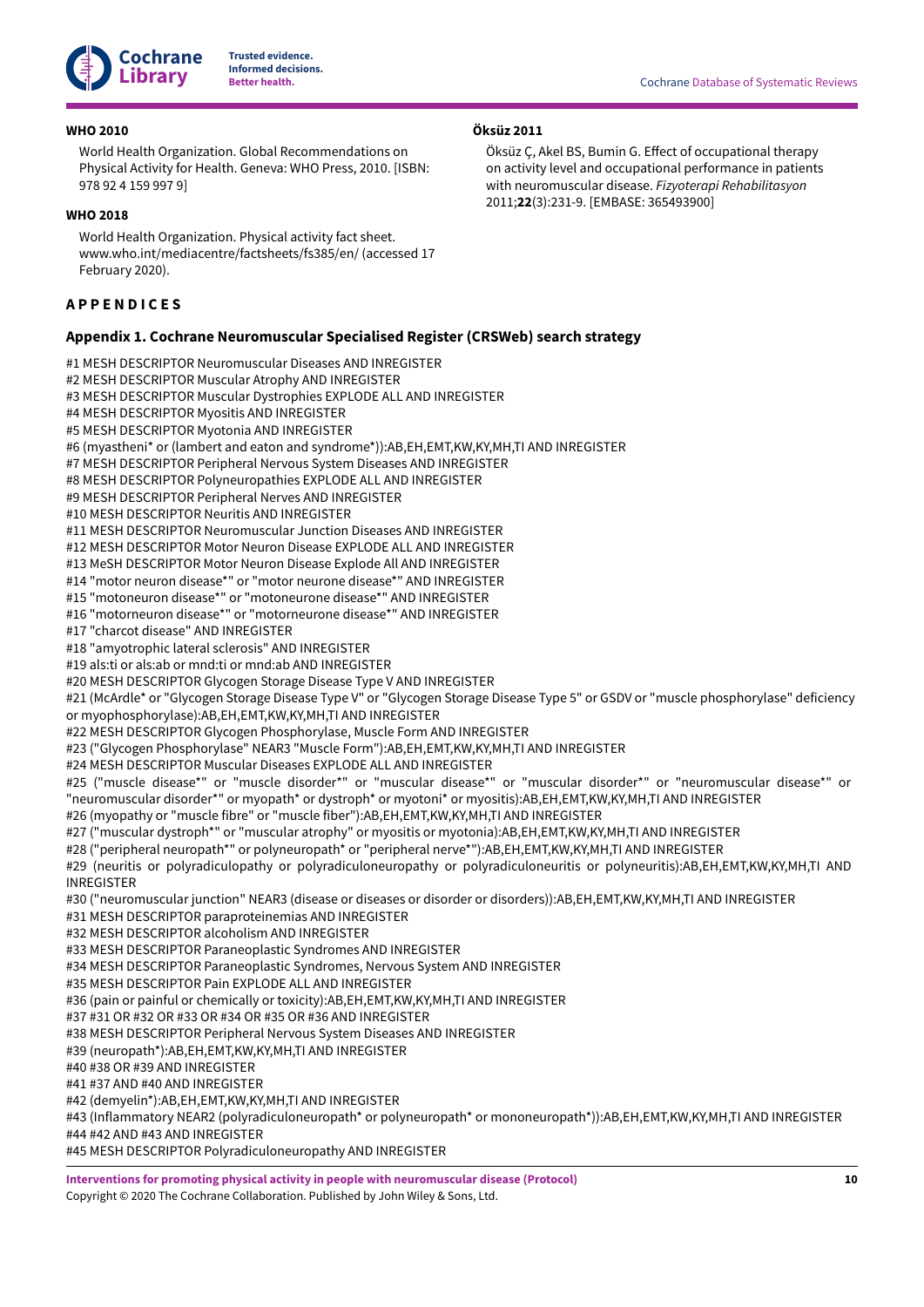**WHO 2010**

World Health Organization. Global Recommendations on Physical Activity for Health. Geneva: WHO Press, 2010. [ISBN: 978 92 4 159 997 9]

**WHO 2018**

World Health Organization. Physical activity fact sheet. www.who.int/mediacentre/factsheets/fs385/en/ (accessed 17 February 2020).

**Öksüz 2011**

Öksüz Ç, Akel BS, Bumin G. Effect of occupational therapy on activity level and occupational performance in patients with neuromuscular disease. *Fizyoterapi Rehabilitasyon* 2011;**22**(3):231-9. [EMBASE: 365493900]

# APPENDICES

## Appendix 1. Cochrane Neuromuscular Specialised Register (CRSWeb) search strategy

#1 MESH DESCRIPTOR Neuromuscular Diseases AND INREGISTER
#2 MESH DESCRIPTOR Muscular Atrophy AND INREGISTER
#3 MESH DESCRIPTOR Muscular Dystrophies EXPLODE ALL AND INREGISTER
#4 MESH DESCRIPTOR Myositis AND INREGISTER
#5 MESH DESCRIPTOR Myotonia AND INREGISTER
#6 (myastheni* or (lambert and eaton and syndrome*)):AB,EH,EMT,KW,KY,MH,TI AND INREGISTER
#7 MESH DESCRIPTOR Peripheral Nervous System Diseases AND INREGISTER
#8 MESH DESCRIPTOR Polyneuropathies EXPLODE ALL AND INREGISTER
#9 MESH DESCRIPTOR Peripheral Nerves AND INREGISTER
#10 MESH DESCRIPTOR Neuritis AND INREGISTER
#11 MESH DESCRIPTOR Neuromuscular Junction Diseases AND INREGISTER
#12 MESH DESCRIPTOR Motor Neuron Disease EXPLODE ALL AND INREGISTER
#13 MeSH DESCRIPTOR Motor Neuron Disease Explode All AND INREGISTER
#14 "motor neuron disease*" or "motor neurone disease*" AND INREGISTER
#15 "motoneuron disease*" or "motoneurone disease*" AND INREGISTER
#16 "motorneuron disease*" or "motorneurone disease*" AND INREGISTER
#17 "charcot disease" AND INREGISTER
#18 "amyotrophic lateral sclerosis" AND INREGISTER
#19 als:ti or als:ab or mnd:ti or mnd:ab AND INREGISTER
#20 MESH DESCRIPTOR Glycogen Storage Disease Type V AND INREGISTER
#21 (McArdle* or "Glycogen Storage Disease Type V" or "Glycogen Storage Disease Type 5" or GSDV or "muscle phosphorylase" deficiency or myophosphorylase):AB,EH,EMT,KW,KY,MH,TI AND INREGISTER
#22 MESH DESCRIPTOR Glycogen Phosphorylase, Muscle Form AND INREGISTER
#23 ("Glycogen Phosphorylase" NEAR3 "Muscle Form"):AB,EH,EMT,KW,KY,MH,TI AND INREGISTER
#24 MESH DESCRIPTOR Muscular Diseases EXPLODE ALL AND INREGISTER
#25 ("muscle disease*" or "muscle disorder*" or "muscular disease*" or "muscular disorder*" or "neuromuscular disease*" or "neuromuscular disorder*" or myopath* or dystroph* or myotoni* or myositis):AB,EH,EMT,KW,KY,MH,TI AND INREGISTER
#26 (myopathy or "muscle fibre" or "muscle fiber"):AB,EH,EMT,KW,KY,MH,TI AND INREGISTER
#27 ("muscular dystroph*" or "muscular atrophy" or myositis or myotonia):AB,EH,EMT,KW,KY,MH,TI AND INREGISTER
#28 ("peripheral neuropath*" or polyneuropath* or "peripheral nerve*"):AB,EH,EMT,KW,KY,MH,TI AND INREGISTER
#29 (neuritis or polyradiculopathy or polyradiculoneuropathy or polyradiculoneuritis or polyneuritis):AB,EH,EMT,KW,KY,MH,TI AND INREGISTER
#30 ("neuromuscular junction" NEAR3 (disease or diseases or disorder or disorders)):AB,EH,EMT,KW,KY,MH,TI AND INREGISTER
#31 MESH DESCRIPTOR paraproteinemias AND INREGISTER
#32 MESH DESCRIPTOR alcoholism AND INREGISTER
#33 MESH DESCRIPTOR Paraneoplastic Syndromes AND INREGISTER
#34 MESH DESCRIPTOR Paraneoplastic Syndromes, Nervous System AND INREGISTER
#35 MESH DESCRIPTOR Pain EXPLODE ALL AND INREGISTER
#36 (pain or painful or chemically or toxicity):AB,EH,EMT,KW,KY,MH,TI AND INREGISTER
#37 #31 OR #32 OR #33 OR #34 OR #35 OR #36 AND INREGISTER
#38 MESH DESCRIPTOR Peripheral Nervous System Diseases AND INREGISTER
#39 (neuropath*):AB,EH,EMT,KW,KY,MH,TI AND INREGISTER
#40 #38 OR #39 AND INREGISTER
#41 #37 AND #40 AND INREGISTER
#42 (demyelin*):AB,EH,EMT,KW,KY,MH,TI AND INREGISTER
#43 (Inflammatory NEAR2 (polyradiculoneuropath* or polyneuropath* or mononeuropath*)):AB,EH,EMT,KW,KY,MH,TI AND INREGISTER
#44 #42 AND #43 AND INREGISTER
#45 MESH DESCRIPTOR Polyradiculoneuropathy AND INREGISTER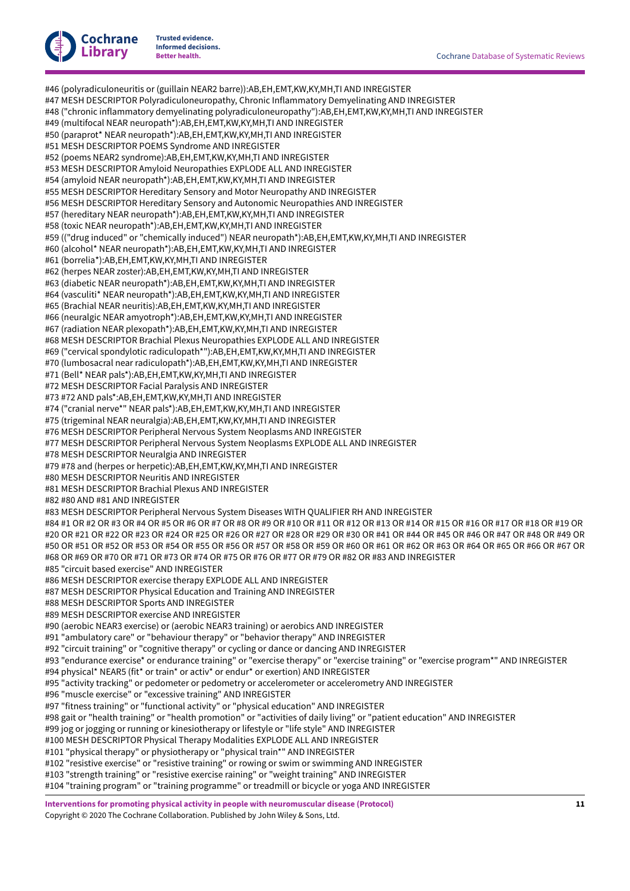#46 (polyradiculoneuritis or (guillain NEAR2 barre)):AB,EH,EMT,KW,KY,MH,TI AND INREGISTER
#47 MESH DESCRIPTOR Polyradiculoneuropathy, Chronic Inflammatory Demyelinating AND INREGISTER
#48 ("chronic inflammatory demyelinating polyradiculoneuropathy"):AB,EH,EMT,KW,KY,MH,TI AND INREGISTER
#49 (multifocal NEAR neuropath*):AB,EH,EMT,KW,KY,MH,TI AND INREGISTER
#50 (paraprot* NEAR neuropath*):AB,EH,EMT,KW,KY,MH,TI AND INREGISTER
#51 MESH DESCRIPTOR POEMS Syndrome AND INREGISTER
#52 (poems NEAR2 syndrome):AB,EH,EMT,KW,KY,MH,TI AND INREGISTER
#53 MESH DESCRIPTOR Amyloid Neuropathies EXPLODE ALL AND INREGISTER
#54 (amyloid NEAR neuropath*):AB,EH,EMT,KW,KY,MH,TI AND INREGISTER
#55 MESH DESCRIPTOR Hereditary Sensory and Motor Neuropathy AND INREGISTER
#56 MESH DESCRIPTOR Hereditary Sensory and Autonomic Neuropathies AND INREGISTER
#57 (hereditary NEAR neuropath*):AB,EH,EMT,KW,KY,MH,TI AND INREGISTER
#58 (toxic NEAR neuropath*):AB,EH,EMT,KW,KY,MH,TI AND INREGISTER
#59 (("drug induced" or "chemically induced") NEAR neuropath*):AB,EH,EMT,KW,KY,MH,TI AND INREGISTER
#60 (alcohol* NEAR neuropath*):AB,EH,EMT,KW,KY,MH,TI AND INREGISTER
#61 (borrelia*):AB,EH,EMT,KW,KY,MH,TI AND INREGISTER
#62 (herpes NEAR zoster):AB,EH,EMT,KW,KY,MH,TI AND INREGISTER
#63 (diabetic NEAR neuropath*):AB,EH,EMT,KW,KY,MH,TI AND INREGISTER
#64 (vasculiti* NEAR neuropath*):AB,EH,EMT,KW,KY,MH,TI AND INREGISTER
#65 (Brachial NEAR neuritis):AB,EH,EMT,KW,KY,MH,TI AND INREGISTER
#66 (neuralgic NEAR amyotroph*):AB,EH,EMT,KW,KY,MH,TI AND INREGISTER
#67 (radiation NEAR plexopath*):AB,EH,EMT,KW,KY,MH,TI AND INREGISTER
#68 MESH DESCRIPTOR Brachial Plexus Neuropathies EXPLODE ALL AND INREGISTER
#69 ("cervical spondylotic radiculopath*"):AB,EH,EMT,KW,KY,MH,TI AND INREGISTER
#70 (lumbosacral near radiculopath*):AB,EH,EMT,KW,KY,MH,TI AND INREGISTER
#71 (Bell* NEAR pals*):AB,EH,EMT,KW,KY,MH,TI AND INREGISTER
#72 MESH DESCRIPTOR Facial Paralysis AND INREGISTER
#73 #72 AND pals*:AB,EH,EMT,KW,KY,MH,TI AND INREGISTER
#74 ("cranial nerve*" NEAR pals*):AB,EH,EMT,KW,KY,MH,TI AND INREGISTER
#75 (trigeminal NEAR neuralgia):AB,EH,EMT,KW,KY,MH,TI AND INREGISTER
#76 MESH DESCRIPTOR Peripheral Nervous System Neoplasms AND INREGISTER
#77 MESH DESCRIPTOR Peripheral Nervous System Neoplasms EXPLODE ALL AND INREGISTER
#78 MESH DESCRIPTOR Neuralgia AND INREGISTER
#79 #78 and (herpes or herpetic):AB,EH,EMT,KW,KY,MH,TI AND INREGISTER
#80 MESH DESCRIPTOR Neuritis AND INREGISTER
#81 MESH DESCRIPTOR Brachial Plexus AND INREGISTER
#82 #80 AND #81 AND INREGISTER
#83 MESH DESCRIPTOR Peripheral Nervous System Diseases WITH QUALIFIER RH AND INREGISTER
#84 #1 OR #2 OR #3 OR #4 OR #5 OR #6 OR #7 OR #8 OR #9 OR #10 OR #11 OR #12 OR #13 OR #14 OR #15 OR #16 OR #17 OR #18 OR #19 OR #20 OR #21 OR #22 OR #23 OR #24 OR #25 OR #26 OR #27 OR #28 OR #29 OR #30 OR #41 OR #44 OR #45 OR #46 OR #47 OR #48 OR #49 OR #50 OR #51 OR #52 OR #53 OR #54 OR #55 OR #56 OR #57 OR #58 OR #59 OR #60 OR #61 OR #62 OR #63 OR #64 OR #65 OR #66 OR #67 OR #68 OR #69 OR #70 OR #71 OR #73 OR #74 OR #75 OR #76 OR #77 OR #79 OR #82 OR #83 AND INREGISTER
#85 "circuit based exercise" AND INREGISTER
#86 MESH DESCRIPTOR exercise therapy EXPLODE ALL AND INREGISTER
#87 MESH DESCRIPTOR Physical Education and Training AND INREGISTER
#88 MESH DESCRIPTOR Sports AND INREGISTER
#89 MESH DESCRIPTOR exercise AND INREGISTER
#90 (aerobic NEAR3 exercise) or (aerobic NEAR3 training) or aerobics AND INREGISTER
#91 "ambulatory care" or "behaviour therapy" or "behavior therapy" AND INREGISTER
#92 "circuit training" or "cognitive therapy" or cycling or dance or dancing AND INREGISTER
#93 "endurance exercise* or endurance training" or "exercise therapy" or "exercise training" or "exercise program*" AND INREGISTER
#94 physical* NEAR5 (fit* or train* or activ* or endur* or exertion) AND INREGISTER
#95 "activity tracking" or pedometer or pedometry or accelerometer or accelerometry AND INREGISTER
#96 "muscle exercise" or "excessive training" AND INREGISTER
#97 "fitness training" or "functional activity" or "physical education" AND INREGISTER
#98 gait or "health training" or "health promotion" or "activities of daily living" or "patient education" AND INREGISTER
#99 jog or jogging or running or kinesiotherapy or lifestyle or "life style" AND INREGISTER
#100 MESH DESCRIPTOR Physical Therapy Modalities EXPLODE ALL AND INREGISTER
#101 "physical therapy" or physiotherapy or "physical train*" AND INREGISTER
#102 "resistive exercise" or "resistive training" or rowing or swim or swimming AND INREGISTER
#103 "strength training" or "resistive exercise raining" or "weight training" AND INREGISTER
#104 "training program" or "training programme" or treadmill or bicycle or yoga AND INREGISTER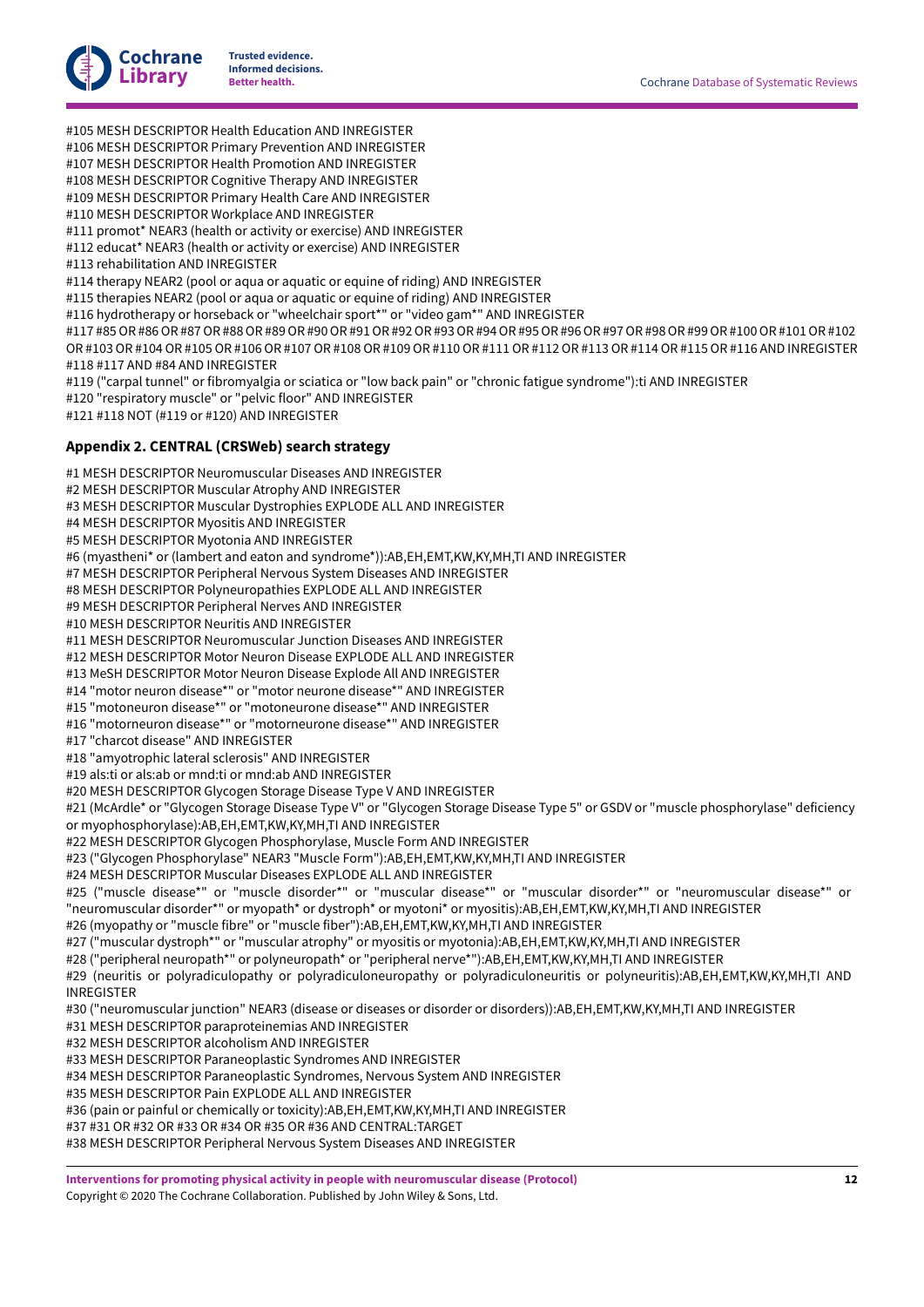#105 MESH DESCRIPTOR Health Education AND INREGISTER
#106 MESH DESCRIPTOR Primary Prevention AND INREGISTER
#107 MESH DESCRIPTOR Health Promotion AND INREGISTER
#108 MESH DESCRIPTOR Cognitive Therapy AND INREGISTER
#109 MESH DESCRIPTOR Primary Health Care AND INREGISTER
#110 MESH DESCRIPTOR Workplace AND INREGISTER
#111 promot* NEAR3 (health or activity or exercise) AND INREGISTER
#112 educat* NEAR3 (health or activity or exercise) AND INREGISTER
#113 rehabilitation AND INREGISTER
#114 therapy NEAR2 (pool or aqua or aquatic or equine of riding) AND INREGISTER
#115 therapies NEAR2 (pool or aqua or aquatic or equine of riding) AND INREGISTER
#116 hydrotherapy or horseback or "wheelchair sport*" or "video gam*" AND INREGISTER
#117 #85 OR #86 OR #87 OR #88 OR #89 OR #90 OR #91 OR #92 OR #93 OR #94 OR #95 OR #96 OR #97 OR #98 OR #99 OR #100 OR #101 OR #102 OR #103 OR #104 OR #105 OR #106 OR #107 OR #108 OR #109 OR #110 OR #111 OR #112 OR #113 OR #114 OR #115 OR #116 AND INREGISTER
#118 #117 AND #84 AND INREGISTER
#119 ("carpal tunnel" or fibromyalgia or sciatica or "low back pain" or "chronic fatigue syndrome"):ti AND INREGISTER
#120 "respiratory muscle" or "pelvic floor" AND INREGISTER
#121 #118 NOT (#119 or #120) AND INREGISTER

### Appendix 2. CENTRAL (CRSWeb) search strategy

#1 MESH DESCRIPTOR Neuromuscular Diseases AND INREGISTER
#2 MESH DESCRIPTOR Muscular Atrophy AND INREGISTER
#3 MESH DESCRIPTOR Muscular Dystrophies EXPLODE ALL AND INREGISTER
#4 MESH DESCRIPTOR Myositis AND INREGISTER
#5 MESH DESCRIPTOR Myotonia AND INREGISTER
#6 (myastheni* or (lambert and eaton and syndrome*)):AB,EH,EMT,KW,KY,MH,TI AND INREGISTER
#7 MESH DESCRIPTOR Peripheral Nervous System Diseases AND INREGISTER
#8 MESH DESCRIPTOR Polyneuropathies EXPLODE ALL AND INREGISTER
#9 MESH DESCRIPTOR Peripheral Nerves AND INREGISTER
#10 MESH DESCRIPTOR Neuritis AND INREGISTER
#11 MESH DESCRIPTOR Neuromuscular Junction Diseases AND INREGISTER
#12 MESH DESCRIPTOR Motor Neuron Disease EXPLODE ALL AND INREGISTER
#13 MeSH DESCRIPTOR Motor Neuron Disease Explode All AND INREGISTER
#14 "motor neuron disease*" or "motor neurone disease*" AND INREGISTER
#15 "motoneuron disease*" or "motoneurone disease*" AND INREGISTER
#16 "motorneuron disease*" or "motorneurone disease*" AND INREGISTER
#17 "charcot disease" AND INREGISTER
#18 "amyotrophic lateral sclerosis" AND INREGISTER
#19 als:ti or als:ab or mnd:ti or mnd:ab AND INREGISTER
#20 MESH DESCRIPTOR Glycogen Storage Disease Type V AND INREGISTER
#21 (McArdle* or "Glycogen Storage Disease Type V" or "Glycogen Storage Disease Type 5" or GSDV or "muscle phosphorylase" deficiency or myophosphorylase):AB,EH,EMT,KW,KY,MH,TI AND INREGISTER
#22 MESH DESCRIPTOR Glycogen Phosphorylase, Muscle Form AND INREGISTER
#23 ("Glycogen Phosphorylase" NEAR3 "Muscle Form"):AB,EH,EMT,KW,KY,MH,TI AND INREGISTER
#24 MESH DESCRIPTOR Muscular Diseases EXPLODE ALL AND INREGISTER
#25 ("muscle disease*" or "muscle disorder*" or "muscular disease*" or "muscular disorder*" or "neuromuscular disease*" or "neuromuscular disorder*" or myopath* or dystroph* or myotoni* or myositis):AB,EH,EMT,KW,KY,MH,TI AND INREGISTER
#26 (myopathy or "muscle fibre" or "muscle fiber"):AB,EH,EMT,KW,KY,MH,TI AND INREGISTER
#27 ("muscular dystroph*" or "muscular atrophy" or myositis or myotonia):AB,EH,EMT,KW,KY,MH,TI AND INREGISTER
#28 ("peripheral neuropath*" or polyneuropath* or "peripheral nerve*"):AB,EH,EMT,KW,KY,MH,TI AND INREGISTER
#29 (neuritis or polyradiculopathy or polyradiculoneuropathy or polyradiculoneuritis or polyneuritis):AB,EH,EMT,KW,KY,MH,TI AND INREGISTER
#30 ("neuromuscular junction" NEAR3 (disease or diseases or disorder or disorders)):AB,EH,EMT,KW,KY,MH,TI AND INREGISTER
#31 MESH DESCRIPTOR paraproteinemias AND INREGISTER
#32 MESH DESCRIPTOR alcoholism AND INREGISTER
#33 MESH DESCRIPTOR Paraneoplastic Syndromes AND INREGISTER
#34 MESH DESCRIPTOR Paraneoplastic Syndromes, Nervous System AND INREGISTER
#35 MESH DESCRIPTOR Pain EXPLODE ALL AND INREGISTER
#36 (pain or painful or chemically or toxicity):AB,EH,EMT,KW,KY,MH,TI AND INREGISTER
#37 #31 OR #32 OR #33 OR #34 OR #35 OR #36 AND CENTRAL:TARGET
#38 MESH DESCRIPTOR Peripheral Nervous System Diseases AND INREGISTER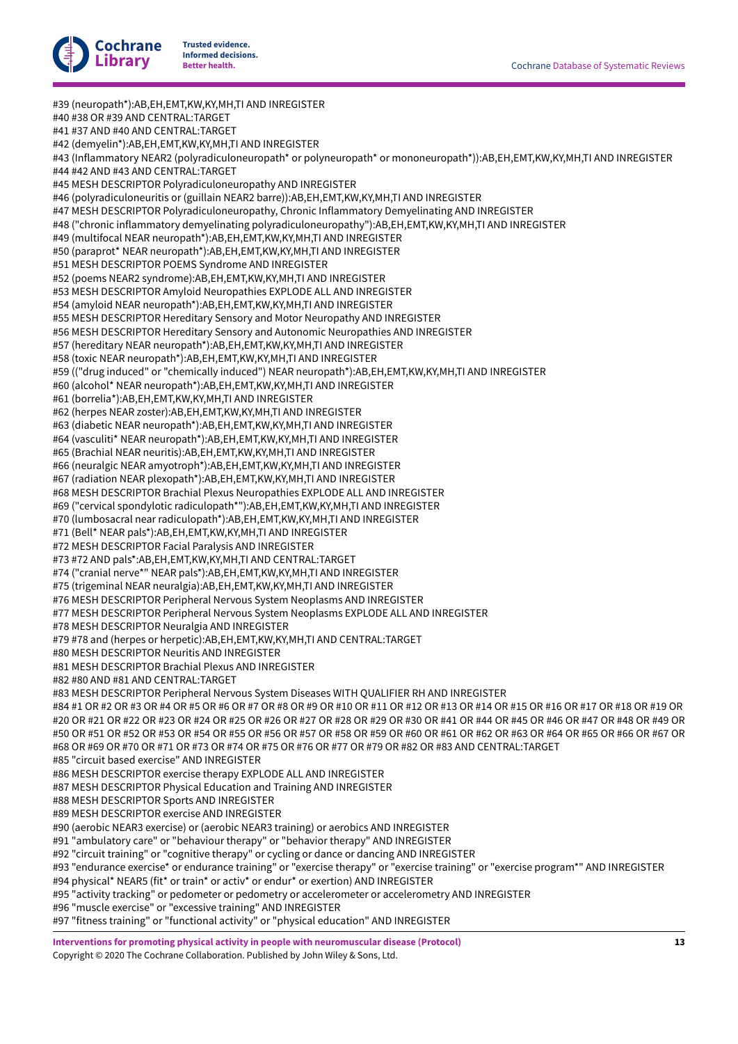#39 (neuropath*):AB,EH,EMT,KW,KY,MH,TI AND INREGISTER
#40 #38 OR #39 AND CENTRAL:TARGET
#41 #37 AND #40 AND CENTRAL:TARGET
#42 (demyelin*):AB,EH,EMT,KW,KY,MH,TI AND INREGISTER
#43 (Inflammatory NEAR2 (polyradiculoneuropath* or polyneuropath* or mononeuropath*)):AB,EH,EMT,KW,KY,MH,TI AND INREGISTER
#44 #42 AND #43 AND CENTRAL:TARGET
#45 MESH DESCRIPTOR Polyradiculoneuropathy AND INREGISTER
#46 (polyradiculoneuritis or (guillain NEAR2 barre)):AB,EH,EMT,KW,KY,MH,TI AND INREGISTER
#47 MESH DESCRIPTOR Polyradiculoneuropathy, Chronic Inflammatory Demyelinating AND INREGISTER
#48 ("chronic inflammatory demyelinating polyradiculoneuropathy"):AB,EH,EMT,KW,KY,MH,TI AND INREGISTER
#49 (multifocal NEAR neuropath*):AB,EH,EMT,KW,KY,MH,TI AND INREGISTER
#50 (paraprot* NEAR neuropath*):AB,EH,EMT,KW,KY,MH,TI AND INREGISTER
#51 MESH DESCRIPTOR POEMS Syndrome AND INREGISTER
#52 (poems NEAR2 syndrome):AB,EH,EMT,KW,KY,MH,TI AND INREGISTER
#53 MESH DESCRIPTOR Amyloid Neuropathies EXPLODE ALL AND INREGISTER
#54 (amyloid NEAR neuropath*):AB,EH,EMT,KW,KY,MH,TI AND INREGISTER
#55 MESH DESCRIPTOR Hereditary Sensory and Motor Neuropathy AND INREGISTER
#56 MESH DESCRIPTOR Hereditary Sensory and Autonomic Neuropathies AND INREGISTER
#57 (hereditary NEAR neuropath*):AB,EH,EMT,KW,KY,MH,TI AND INREGISTER
#58 (toxic NEAR neuropath*):AB,EH,EMT,KW,KY,MH,TI AND INREGISTER
#59 (("drug induced" or "chemically induced") NEAR neuropath*):AB,EH,EMT,KW,KY,MH,TI AND INREGISTER
#60 (alcohol* NEAR neuropath*):AB,EH,EMT,KW,KY,MH,TI AND INREGISTER
#61 (borrelia*):AB,EH,EMT,KW,KY,MH,TI AND INREGISTER
#62 (herpes NEAR zoster):AB,EH,EMT,KW,KY,MH,TI AND INREGISTER
#63 (diabetic NEAR neuropath*):AB,EH,EMT,KW,KY,MH,TI AND INREGISTER
#64 (vasculiti* NEAR neuropath*):AB,EH,EMT,KW,KY,MH,TI AND INREGISTER
#65 (Brachial NEAR neuritis):AB,EH,EMT,KW,KY,MH,TI AND INREGISTER
#66 (neuralgic NEAR amyotroph*):AB,EH,EMT,KW,KY,MH,TI AND INREGISTER
#67 (radiation NEAR plexopath*):AB,EH,EMT,KW,KY,MH,TI AND INREGISTER
#68 MESH DESCRIPTOR Brachial Plexus Neuropathies EXPLODE ALL AND INREGISTER
#69 ("cervical spondylotic radiculopath*"):AB,EH,EMT,KW,KY,MH,TI AND INREGISTER
#70 (lumbosacral near radiculopath*):AB,EH,EMT,KW,KY,MH,TI AND INREGISTER
#71 (Bell* NEAR pals*):AB,EH,EMT,KW,KY,MH,TI AND INREGISTER
#72 MESH DESCRIPTOR Facial Paralysis AND INREGISTER
#73 #72 AND pals*:AB,EH,EMT,KW,KY,MH,TI AND CENTRAL:TARGET
#74 ("cranial nerve*" NEAR pals*):AB,EH,EMT,KW,KY,MH,TI AND INREGISTER
#75 (trigeminal NEAR neuralgia):AB,EH,EMT,KW,KY,MH,TI AND INREGISTER
#76 MESH DESCRIPTOR Peripheral Nervous System Neoplasms AND INREGISTER
#77 MESH DESCRIPTOR Peripheral Nervous System Neoplasms EXPLODE ALL AND INREGISTER
#78 MESH DESCRIPTOR Neuralgia AND INREGISTER
#79 #78 and (herpes or herpetic):AB,EH,EMT,KW,KY,MH,TI AND CENTRAL:TARGET
#80 MESH DESCRIPTOR Neuritis AND INREGISTER
#81 MESH DESCRIPTOR Brachial Plexus AND INREGISTER
#82 #80 AND #81 AND CENTRAL:TARGET
#83 MESH DESCRIPTOR Peripheral Nervous System Diseases WITH QUALIFIER RH AND INREGISTER
#84 #1 OR #2 OR #3 OR #4 OR #5 OR #6 OR #7 OR #8 OR #9 OR #10 OR #11 OR #12 OR #13 OR #14 OR #15 OR #16 OR #17 OR #18 OR #19 OR #20 OR #21 OR #22 OR #23 OR #24 OR #25 OR #26 OR #27 OR #28 OR #29 OR #30 OR #41 OR #44 OR #45 OR #46 OR #47 OR #48 OR #49 OR #50 OR #51 OR #52 OR #53 OR #54 OR #55 OR #56 OR #57 OR #58 OR #59 OR #60 OR #61 OR #62 OR #63 OR #64 OR #65 OR #66 OR #67 OR #68 OR #69 OR #70 OR #71 OR #73 OR #74 OR #75 OR #76 OR #77 OR #79 OR #82 OR #83 AND CENTRAL:TARGET
#85 "circuit based exercise" AND INREGISTER
#86 MESH DESCRIPTOR exercise therapy EXPLODE ALL AND INREGISTER
#87 MESH DESCRIPTOR Physical Education and Training AND INREGISTER
#88 MESH DESCRIPTOR Sports AND INREGISTER
#89 MESH DESCRIPTOR exercise AND INREGISTER
#90 (aerobic NEAR3 exercise) or (aerobic NEAR3 training) or aerobics AND INREGISTER
#91 "ambulatory care" or "behaviour therapy" or "behavior therapy" AND INREGISTER
#92 "circuit training" or "cognitive therapy" or cycling or dance or dancing AND INREGISTER
#93 "endurance exercise* or endurance training" or "exercise therapy" or "exercise training" or "exercise program*" AND INREGISTER
#94 physical* NEAR5 (fit* or train* or activ* or endur* or exertion) AND INREGISTER
#95 "activity tracking" or pedometer or pedometry or accelerometer or accelerometry AND INREGISTER
#96 "muscle exercise" or "excessive training" AND INREGISTER
#97 "fitness training" or "functional activity" or "physical education" AND INREGISTER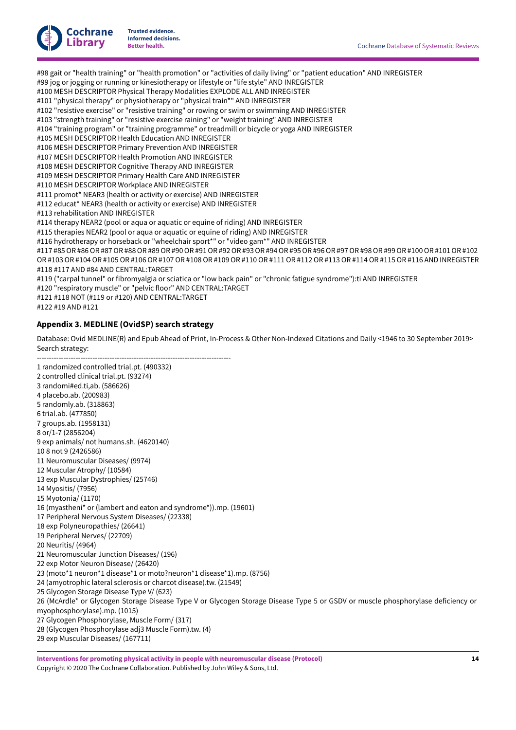#98 gait or "health training" or "health promotion" or "activities of daily living" or "patient education" AND INREGISTER
#99 jog or jogging or running or kinesiotherapy or lifestyle or "life style" AND INREGISTER
#100 MESH DESCRIPTOR Physical Therapy Modalities EXPLODE ALL AND INREGISTER
#101 "physical therapy" or physiotherapy or "physical train*" AND INREGISTER
#102 "resistive exercise" or "resistive training" or rowing or swim or swimming AND INREGISTER
#103 "strength training" or "resistive exercise raining" or "weight training" AND INREGISTER
#104 "training program" or "training programme" or treadmill or bicycle or yoga AND INREGISTER
#105 MESH DESCRIPTOR Health Education AND INREGISTER
#106 MESH DESCRIPTOR Primary Prevention AND INREGISTER
#107 MESH DESCRIPTOR Health Promotion AND INREGISTER
#108 MESH DESCRIPTOR Cognitive Therapy AND INREGISTER
#109 MESH DESCRIPTOR Primary Health Care AND INREGISTER
#110 MESH DESCRIPTOR Workplace AND INREGISTER
#111 promot* NEAR3 (health or activity or exercise) AND INREGISTER
#112 educat* NEAR3 (health or activity or exercise) AND INREGISTER
#113 rehabilitation AND INREGISTER
#114 therapy NEAR2 (pool or aqua or aquatic or equine of riding) AND INREGISTER
#115 therapies NEAR2 (pool or aqua or aquatic or equine of riding) AND INREGISTER
#116 hydrotherapy or horseback or "wheelchair sport*" or "video gam*" AND INREGISTER
#117 #85 OR #86 OR #87 OR #88 OR #89 OR #90 OR #91 OR #92 OR #93 OR #94 OR #95 OR #96 OR #97 OR #98 OR #99 OR #100 OR #101 OR #102 OR #103 OR #104 OR #105 OR #106 OR #107 OR #108 OR #109 OR #110 OR #111 OR #112 OR #113 OR #114 OR #115 OR #116 AND INREGISTER
#118 #117 AND #84 AND CENTRAL:TARGET
#119 ("carpal tunnel" or fibromyalgia or sciatica or "low back pain" or "chronic fatigue syndrome"):ti AND INREGISTER
#120 "respiratory muscle" or "pelvic floor" AND CENTRAL:TARGET
#121 #118 NOT (#119 or #120) AND CENTRAL:TARGET
#122 #19 AND #121

### Appendix 3. MEDLINE (OvidSP) search strategy

Database: Ovid MEDLINE(R) and Epub Ahead of Print, In-Process & Other Non-Indexed Citations and Daily <1946 to 30 September 2019>
Search strategy:

--------------------------------------------------------------------------------

1 randomized controlled trial.pt. (490332)
2 controlled clinical trial.pt. (93274)
3 randomi#ed.ti,ab. (586626)
4 placebo.ab. (200983)
5 randomly.ab. (318863)
6 trial.ab. (477850)
7 groups.ab. (1958131)
8 or/1-7 (2856204)
9 exp animals/ not humans.sh. (4620140)
10 8 not 9 (2426586)
11 Neuromuscular Diseases/ (9974)
12 Muscular Atrophy/ (10584)
13 exp Muscular Dystrophies/ (25746)
14 Myositis/ (7956)
15 Myotonia/ (1170)
16 (myastheni* or (lambert and eaton and syndrome*)).mp. (19601)
17 Peripheral Nervous System Diseases/ (22338)
18 exp Polyneuropathies/ (26641)
19 Peripheral Nerves/ (22709)
20 Neuritis/ (4964)
21 Neuromuscular Junction Diseases/ (196)
22 exp Motor Neuron Disease/ (26420)
23 (moto*1 neuron*1 disease*1 or moto?neuron*1 disease*1).mp. (8756)
24 (amyotrophic lateral sclerosis or charcot disease).tw. (21549)
25 Glycogen Storage Disease Type V/ (623)
26 (McArdle* or Glycogen Storage Disease Type V or Glycogen Storage Disease Type 5 or GSDV or muscle phosphorylase deficiency or myophosphorylase).mp. (1015)
27 Glycogen Phosphorylase, Muscle Form/ (317)
28 (Glycogen Phosphorylase adj3 Muscle Form).tw. (4)
29 exp Muscular Diseases/ (167711)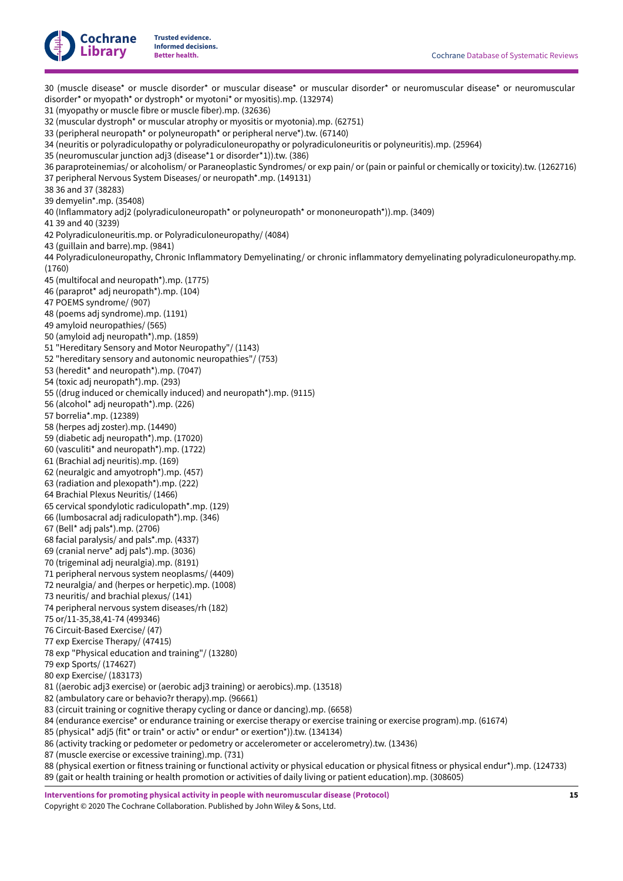30 (muscle disease* or muscle disorder* or muscular disease* or muscular disorder* or neuromuscular disease* or neuromuscular disorder* or myopath* or dystroph* or myotoni* or myositis).mp. (132974)
31 (myopathy or muscle fibre or muscle fiber).mp. (32636)
32 (muscular dystroph* or muscular atrophy or myositis or myotonia).mp. (62751)
33 (peripheral neuropath* or polyneuropath* or peripheral nerve*).tw. (67140)
34 (neuritis or polyradiculopathy or polyradiculoneuropathy or polyradiculoneuritis or polyneuritis).mp. (25964)
35 (neuromuscular junction adj3 (disease*1 or disorder*1)).tw. (386)
36 paraproteinemias/ or alcoholism/ or Paraneoplastic Syndromes/ or exp pain/ or (pain or painful or chemically or toxicity).tw. (1262716)
37 peripheral Nervous System Diseases/ or neuropath*.mp. (149131)
38 36 and 37 (38283)
39 demyelin*.mp. (35408)
40 (Inflammatory adj2 (polyradiculoneuropath* or polyneuropath* or mononeuropath*)).mp. (3409)
41 39 and 40 (3239)
42 Polyradiculoneuritis.mp. or Polyradiculoneuropathy/ (4084)
43 (guillain and barre).mp. (9841)
44 Polyradiculoneuropathy, Chronic Inflammatory Demyelinating/ or chronic inflammatory demyelinating polyradiculoneuropathy.mp. (1760)
45 (multifocal and neuropath*).mp. (1775)
46 (paraprot* adj neuropath*).mp. (104)
47 POEMS syndrome/ (907)
48 (poems adj syndrome).mp. (1191)
49 amyloid neuropathies/ (565)
50 (amyloid adj neuropath*).mp. (1859)
51 "Hereditary Sensory and Motor Neuropathy"/ (1143)
52 "hereditary sensory and autonomic neuropathies"/ (753)
53 (heredit* and neuropath*).mp. (7047)
54 (toxic adj neuropath*).mp. (293)
55 ((drug induced or chemically induced) and neuropath*).mp. (9115)
56 (alcohol* adj neuropath*).mp. (226)
57 borrelia*.mp. (12389)
58 (herpes adj zoster).mp. (14490)
59 (diabetic adj neuropath*).mp. (17020)
60 (vasculiti* and neuropath*).mp. (1722)
61 (Brachial adj neuritis).mp. (169)
62 (neuralgic and amyotroph*).mp. (457)
63 (radiation and plexopath*).mp. (222)
64 Brachial Plexus Neuritis/ (1466)
65 cervical spondylotic radiculopath*.mp. (129)
66 (lumbosacral adj radiculopath*).mp. (346)
67 (Bell* adj pals*).mp. (2706)
68 facial paralysis/ and pals*.mp. (4337)
69 (cranial nerve* adj pals*).mp. (3036)
70 (trigeminal adj neuralgia).mp. (8191)
71 peripheral nervous system neoplasms/ (4409)
72 neuralgia/ and (herpes or herpetic).mp. (1008)
73 neuritis/ and brachial plexus/ (141)
74 peripheral nervous system diseases/rh (182)
75 or/11-35,38,41-74 (499346)
76 Circuit-Based Exercise/ (47)
77 exp Exercise Therapy/ (47415)
78 exp "Physical education and training"/ (13280)
79 exp Sports/ (174627)
80 exp Exercise/ (183173)
81 ((aerobic adj3 exercise) or (aerobic adj3 training) or aerobics).mp. (13518)
82 (ambulatory care or behavio?r therapy).mp. (96661)
83 (circuit training or cognitive therapy cycling or dance or dancing).mp. (6658)
84 (endurance exercise* or endurance training or exercise therapy or exercise training or exercise program).mp. (61674)
85 (physical* adj5 (fit* or train* or activ* or endur* or exertion*)).tw. (134134)
86 (activity tracking or pedometer or pedometry or accelerometer or accelerometry).tw. (13436)
87 (muscle exercise or excessive training).mp. (731)
88 (physical exertion or fitness training or functional activity or physical education or physical fitness or physical endur*).mp. (124733)
89 (gait or health training or health promotion or activities of daily living or patient education).mp. (308605)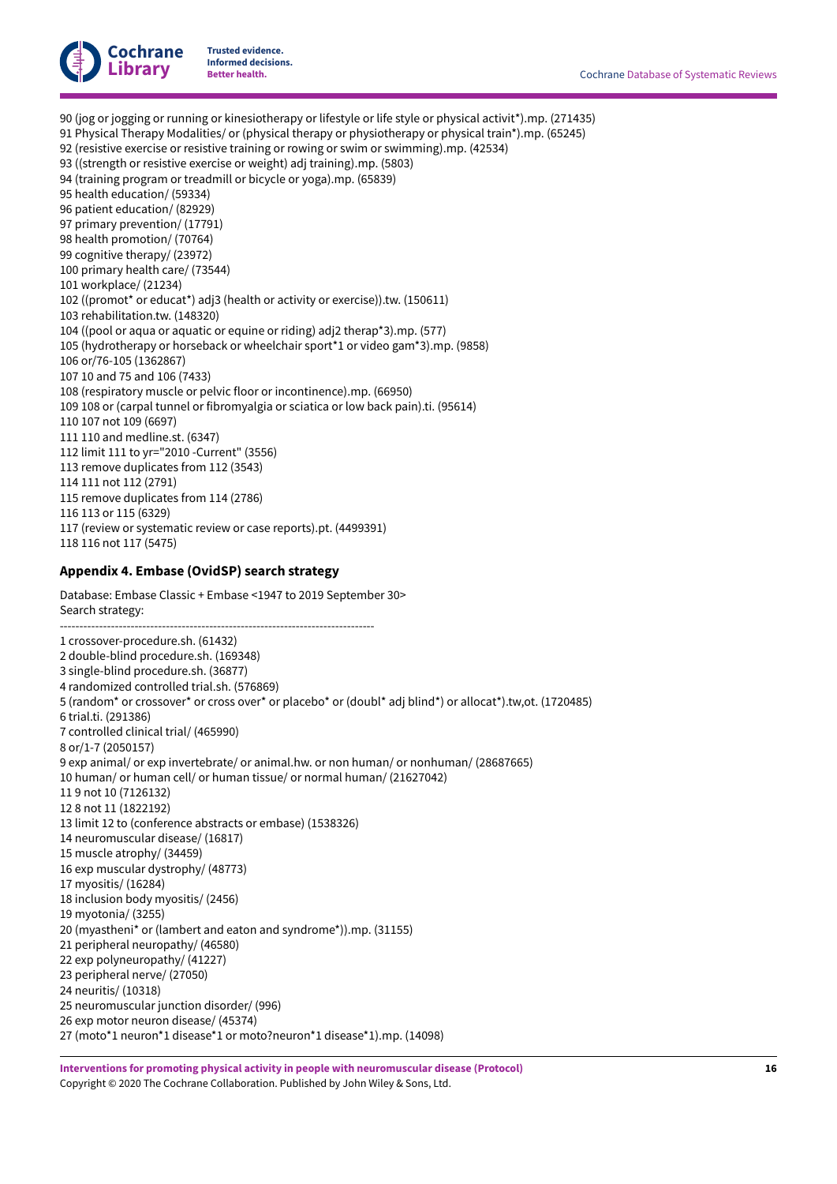90 (jog or jogging or running or kinesiotherapy or lifestyle or life style or physical activit*).mp. (271435)
91 Physical Therapy Modalities/ or (physical therapy or physiotherapy or physical train*).mp. (65245)
92 (resistive exercise or resistive training or rowing or swim or swimming).mp. (42534)
93 ((strength or resistive exercise or weight) adj training).mp. (5803)
94 (training program or treadmill or bicycle or yoga).mp. (65839)
95 health education/ (59334)
96 patient education/ (82929)
97 primary prevention/ (17791)
98 health promotion/ (70764)
99 cognitive therapy/ (23972)
100 primary health care/ (73544)
101 workplace/ (21234)
102 ((promot* or educat*) adj3 (health or activity or exercise)).tw. (150611)
103 rehabilitation.tw. (148320)
104 ((pool or aqua or aquatic or equine or riding) adj2 therap*3).mp. (577)
105 (hydrotherapy or horseback or wheelchair sport*1 or video gam*3).mp. (9858)
106 or/76-105 (1362867)
107 10 and 75 and 106 (7433)
108 (respiratory muscle or pelvic floor or incontinence).mp. (66950)
109 108 or (carpal tunnel or fibromyalgia or sciatica or low back pain).ti. (95614)
110 107 not 109 (6697)
111 110 and medline.st. (6347)
112 limit 111 to yr="2010 -Current" (3556)
113 remove duplicates from 112 (3543)
114 111 not 112 (2791)
115 remove duplicates from 114 (2786)
116 113 or 115 (6329)
117 (review or systematic review or case reports).pt. (4499391)
118 116 not 117 (5475)

### Appendix 4. Embase (OvidSP) search strategy

Database: Embase Classic + Embase <1947 to 2019 September 30>
Search strategy:

--------------------------------------------------------------------------------

1 crossover-procedure.sh. (61432)
2 double-blind procedure.sh. (169348)
3 single-blind procedure.sh. (36877)
4 randomized controlled trial.sh. (576869)
5 (random* or crossover* or cross over* or placebo* or (doubl* adj blind*) or allocat*).tw,ot. (1720485)
6 trial.ti. (291386)
7 controlled clinical trial/ (465990)
8 or/1-7 (2050157)
9 exp animal/ or exp invertebrate/ or animal.hw. or non human/ or nonhuman/ (28687665)
10 human/ or human cell/ or human tissue/ or normal human/ (21627042)
11 9 not 10 (7126132)
12 8 not 11 (1822192)
13 limit 12 to (conference abstracts or embase) (1538326)
14 neuromuscular disease/ (16817)
15 muscle atrophy/ (34459)
16 exp muscular dystrophy/ (48773)
17 myositis/ (16284)
18 inclusion body myositis/ (2456)
19 myotonia/ (3255)
20 (myastheni* or (lambert and eaton and syndrome*)).mp. (31155)
21 peripheral neuropathy/ (46580)
22 exp polyneuropathy/ (41227)
23 peripheral nerve/ (27050)
24 neuritis/ (10318)
25 neuromuscular junction disorder/ (996)
26 exp motor neuron disease/ (45374)
27 (moto*1 neuron*1 disease*1 or moto?neuron*1 disease*1).mp. (14098)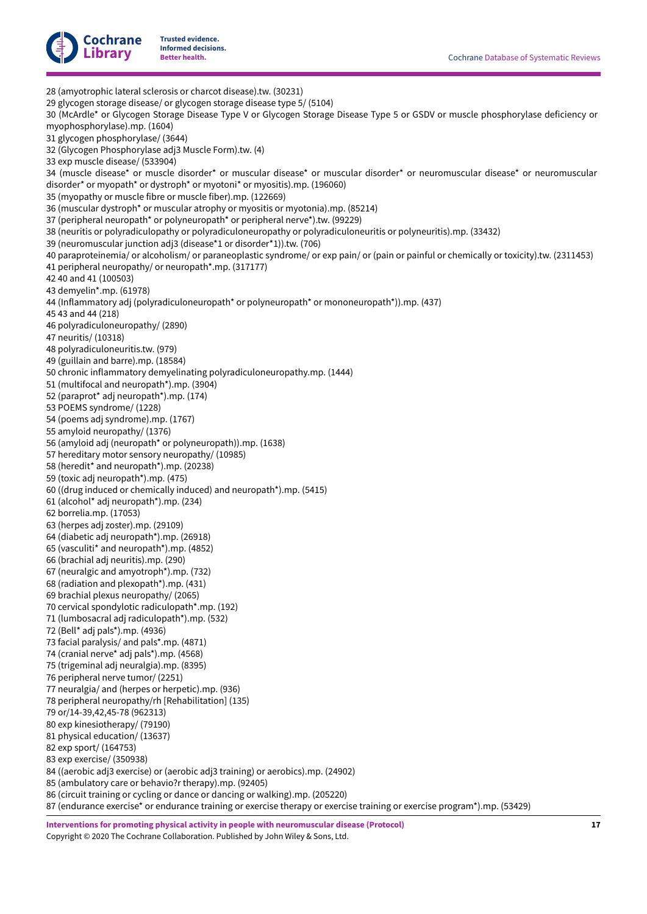28 (amyotrophic lateral sclerosis or charcot disease).tw. (30231)
29 glycogen storage disease/ or glycogen storage disease type 5/ (5104)
30 (McArdle* or Glycogen Storage Disease Type V or Glycogen Storage Disease Type 5 or GSDV or muscle phosphorylase deficiency or myophosphorylase).mp. (1604)
31 glycogen phosphorylase/ (3644)
32 (Glycogen Phosphorylase adj3 Muscle Form).tw. (4)
33 exp muscle disease/ (533904)
34 (muscle disease* or muscle disorder* or muscular disease* or muscular disorder* or neuromuscular disease* or neuromuscular disorder* or myopath* or dystroph* or myotoni* or myositis).mp. (196060)
35 (myopathy or muscle fibre or muscle fiber).mp. (122669)
36 (muscular dystroph* or muscular atrophy or myositis or myotonia).mp. (85214)
37 (peripheral neuropath* or polyneuropath* or peripheral nerve*).tw. (99229)
38 (neuritis or polyradiculopathy or polyradiculoneuropathy or polyradiculoneuritis or polyneuritis).mp. (33432)
39 (neuromuscular junction adj3 (disease*1 or disorder*1)).tw. (706)
40 paraproteinemia/ or alcoholism/ or paraneoplastic syndrome/ or exp pain/ or (pain or painful or chemically or toxicity).tw. (2311453)
41 peripheral neuropathy/ or neuropath*.mp. (317177)
42 40 and 41 (100503)
43 demyelin*.mp. (61978)
44 (Inflammatory adj (polyradiculoneuropath* or polyneuropath* or mononeuropath*)).mp. (437)
45 43 and 44 (218)
46 polyradiculoneuropathy/ (2890)
47 neuritis/ (10318)
48 polyradiculoneuritis.tw. (979)
49 (guillain and barre).mp. (18584)
50 chronic inflammatory demyelinating polyradiculoneuropathy.mp. (1444)
51 (multifocal and neuropath*).mp. (3904)
52 (paraprot* adj neuropath*).mp. (174)
53 POEMS syndrome/ (1228)
54 (poems adj syndrome).mp. (1767)
55 amyloid neuropathy/ (1376)
56 (amyloid adj (neuropath* or polyneuropath)).mp. (1638)
57 hereditary motor sensory neuropathy/ (10985)
58 (heredit* and neuropath*).mp. (20238)
59 (toxic adj neuropath*).mp. (475)
60 ((drug induced or chemically induced) and neuropath*).mp. (5415)
61 (alcohol* adj neuropath*).mp. (234)
62 borrelia.mp. (17053)
63 (herpes adj zoster).mp. (29109)
64 (diabetic adj neuropath*).mp. (26918)
65 (vasculiti* and neuropath*).mp. (4852)
66 (brachial adj neuritis).mp. (290)
67 (neuralgic and amyotroph*).mp. (732)
68 (radiation and plexopath*).mp. (431)
69 brachial plexus neuropathy/ (2065)
70 cervical spondylotic radiculopath*.mp. (192)
71 (lumbosacral adj radiculopath*).mp. (532)
72 (Bell* adj pals*).mp. (4936)
73 facial paralysis/ and pals*.mp. (4871)
74 (cranial nerve* adj pals*).mp. (4568)
75 (trigeminal adj neuralgia).mp. (8395)
76 peripheral nerve tumor/ (2251)
77 neuralgia/ and (herpes or herpetic).mp. (936)
78 peripheral neuropathy/rh [Rehabilitation] (135)
79 or/14-39,42,45-78 (962313)
80 exp kinesiotherapy/ (79190)
81 physical education/ (13637)
82 exp sport/ (164753)
83 exp exercise/ (350938)
84 ((aerobic adj3 exercise) or (aerobic adj3 training) or aerobics).mp. (24902)
85 (ambulatory care or behavio?r therapy).mp. (92405)
86 (circuit training or cycling or dance or dancing or walking).mp. (205220)
87 (endurance exercise* or endurance training or exercise therapy or exercise training or exercise program*).mp. (53429)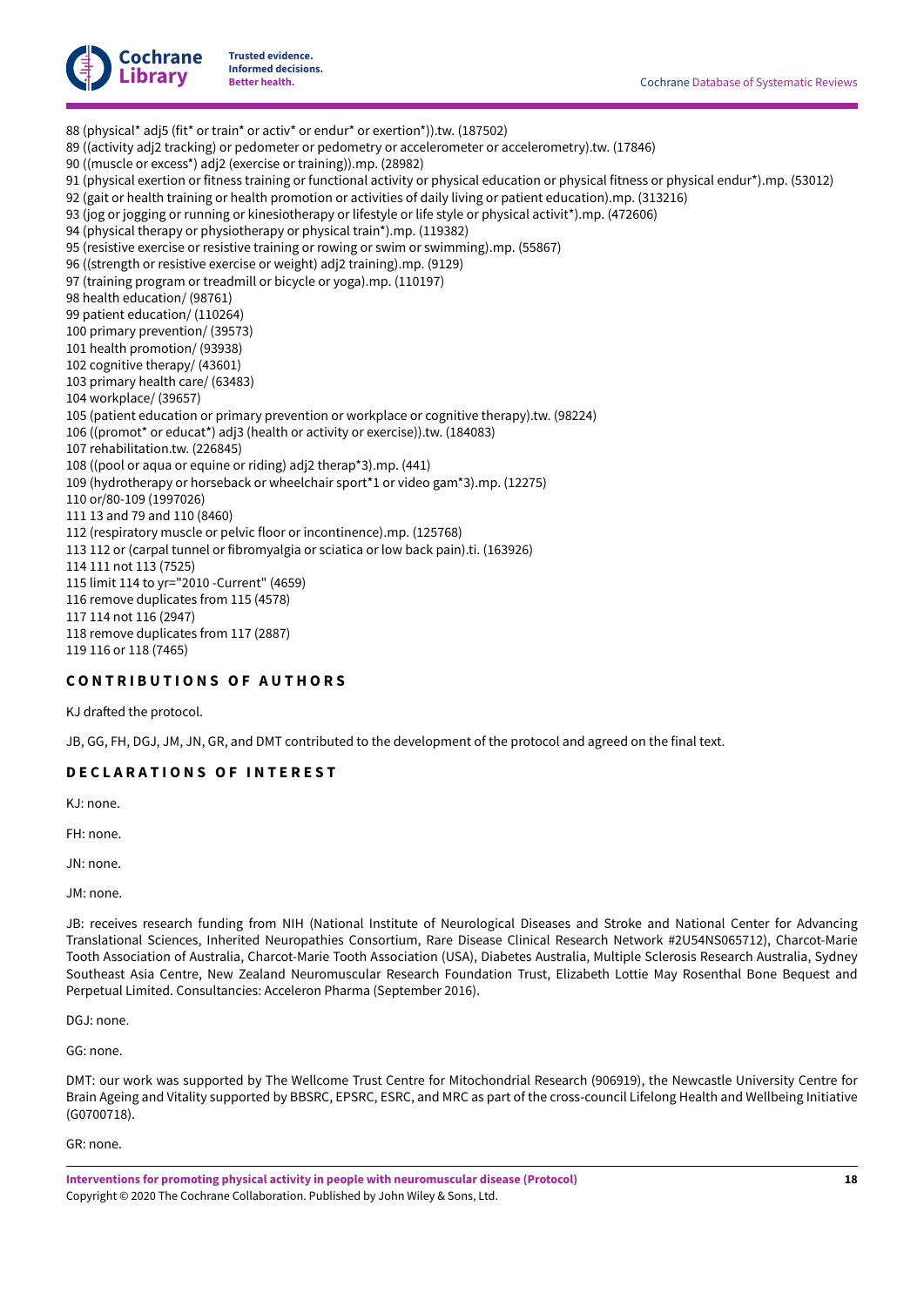88 (physical* adj5 (fit* or train* or activ* or endur* or exertion*)).tw. (187502)
89 ((activity adj2 tracking) or pedometer or pedometry or accelerometer or accelerometry).tw. (17846)
90 ((muscle or excess*) adj2 (exercise or training)).mp. (28982)
91 (physical exertion or fitness training or functional activity or physical education or physical fitness or physical endur*).mp. (53012)
92 (gait or health training or health promotion or activities of daily living or patient education).mp. (313216)
93 (jog or jogging or running or kinesiotherapy or lifestyle or life style or physical activit*).mp. (472606)
94 (physical therapy or physiotherapy or physical train*).mp. (119382)
95 (resistive exercise or resistive training or rowing or swim or swimming).mp. (55867)
96 ((strength or resistive exercise or weight) adj2 training).mp. (9129)
97 (training program or treadmill or bicycle or yoga).mp. (110197)
98 health education/ (98761)
99 patient education/ (110264)
100 primary prevention/ (39573)
101 health promotion/ (93938)
102 cognitive therapy/ (43601)
103 primary health care/ (63483)
104 workplace/ (39657)
105 (patient education or primary prevention or workplace or cognitive therapy).tw. (98224)
106 ((promot* or educat*) adj3 (health or activity or exercise)).tw. (184083)
107 rehabilitation.tw. (226845)
108 ((pool or aqua or equine or riding) adj2 therap*3).mp. (441)
109 (hydrotherapy or horseback or wheelchair sport*1 or video gam*3).mp. (12275)
110 or/80-109 (1997026)
111 13 and 79 and 110 (8460)
112 (respiratory muscle or pelvic floor or incontinence).mp. (125768)
113 112 or (carpal tunnel or fibromyalgia or sciatica or low back pain).ti. (163926)
114 111 not 113 (7525)
115 limit 114 to yr="2010 -Current" (4659)
116 remove duplicates from 115 (4578)
117 114 not 116 (2947)
118 remove duplicates from 117 (2887)
119 116 or 118 (7465)

## CONTRIBUTIONS OF AUTHORS

KJ drafted the protocol.

JB, GG, FH, DGJ, JM, JN, GR, and DMT contributed to the development of the protocol and agreed on the final text.

## DECLARATIONS OF INTEREST

KJ: none.

FH: none.

JN: none.

JM: none.

JB: receives research funding from NIH (National Institute of Neurological Diseases and Stroke and National Center for Advancing Translational Sciences, Inherited Neuropathies Consortium, Rare Disease Clinical Research Network #2U54NS065712), Charcot-Marie Tooth Association of Australia, Charcot-Marie Tooth Association (USA), Diabetes Australia, Multiple Sclerosis Research Australia, Sydney Southeast Asia Centre, New Zealand Neuromuscular Research Foundation Trust, Elizabeth Lottie May Rosenthal Bone Bequest and Perpetual Limited. Consultancies: Acceleron Pharma (September 2016).

DGJ: none.

GG: none.

DMT: our work was supported by The Wellcome Trust Centre for Mitochondrial Research (906919), the Newcastle University Centre for Brain Ageing and Vitality supported by BBSRC, EPSRC, ESRC, and MRC as part of the cross-council Lifelong Health and Wellbeing Initiative (G0700718).

GR: none.